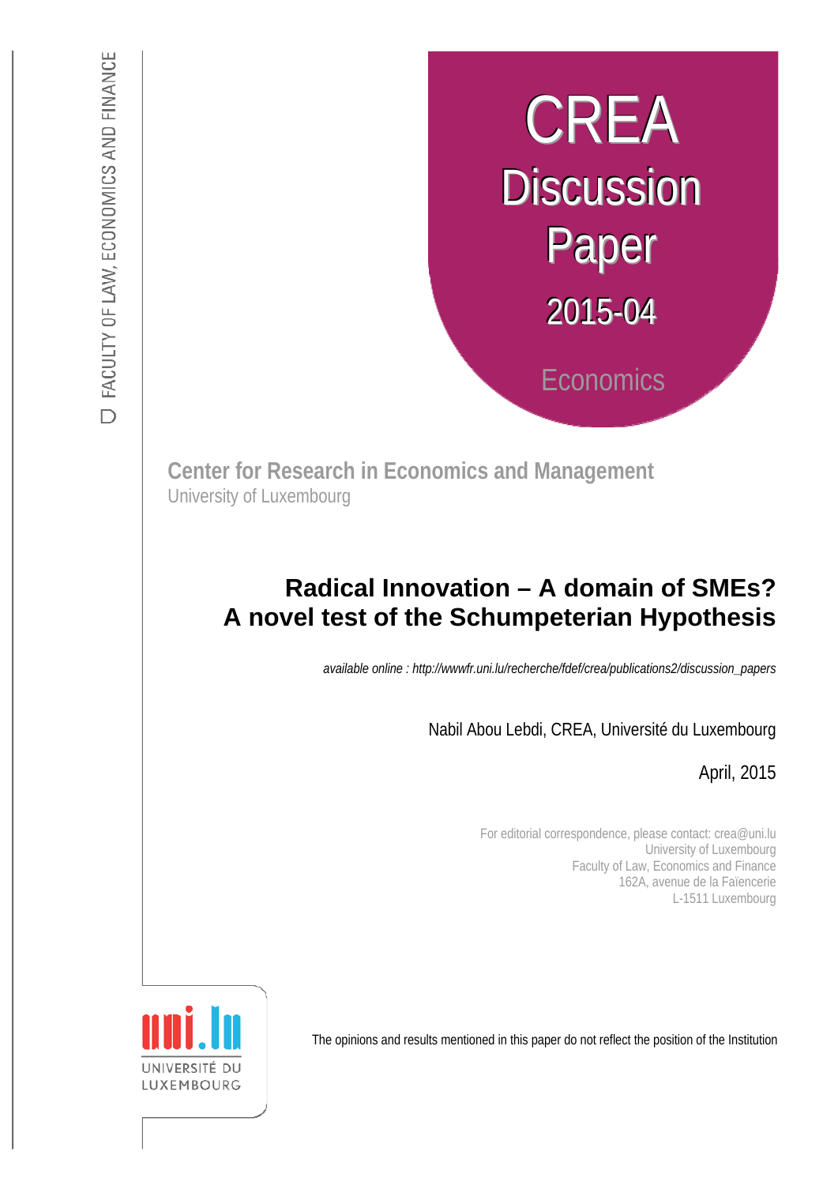FACULTY OF LAW, ECONOMICS AND FINANCE

CREA
Discussion
Paper
2015-04

Economics

**Center for Research in Economics and Management**
University of Luxembourg

# Radical Innovation – A domain of SMEs?
# A novel test of the Schumpeterian Hypothesis

*available online : http://wwwfr.uni.lu/recherche/fdef/crea/publications2/discussion_papers*

Nabil Abou Lebdi, CREA, Université du Luxembourg

April, 2015

For editorial correspondence, please contact: crea@uni.lu
University of Luxembourg
Faculty of Law, Economics and Finance
162A, avenue de la Faïencerie
L-1511 Luxembourg

UNIVERSITÉ DU LUXEMBOURG

The opinions and results mentioned in this paper do not reflect the position of the Institution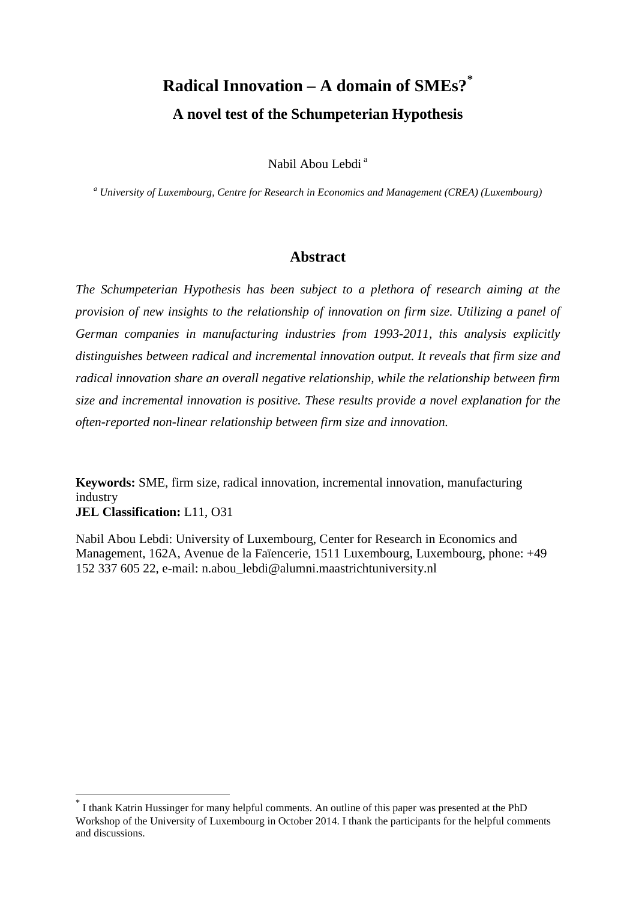# Radical Innovation – A domain of SMEs?[*]

## A novel test of the Schumpeterian Hypothesis

Nabil Abou Lebdi [a]

[a] *University of Luxembourg, Centre for Research in Economics and Management (CREA) (Luxembourg)*

## Abstract

*The Schumpeterian Hypothesis has been subject to a plethora of research aiming at the provision of new insights to the relationship of innovation on firm size. Utilizing a panel of German companies in manufacturing industries from 1993-2011, this analysis explicitly distinguishes between radical and incremental innovation output. It reveals that firm size and radical innovation share an overall negative relationship, while the relationship between firm size and incremental innovation is positive. These results provide a novel explanation for the often-reported non-linear relationship between firm size and innovation.*

**Keywords:** SME, firm size, radical innovation, incremental innovation, manufacturing industry
**JEL Classification:** L11, O31

Nabil Abou Lebdi: University of Luxembourg, Center for Research in Economics and Management, 162A, Avenue de la Faïencerie, 1511 Luxembourg, Luxembourg, phone: +49 152 337 605 22, e-mail: n.abou_lebdi@alumni.maastrichtuniversity.nl

---

[*] I thank Katrin Hussinger for many helpful comments. An outline of this paper was presented at the PhD Workshop of the University of Luxembourg in October 2014. I thank the participants for the helpful comments and discussions.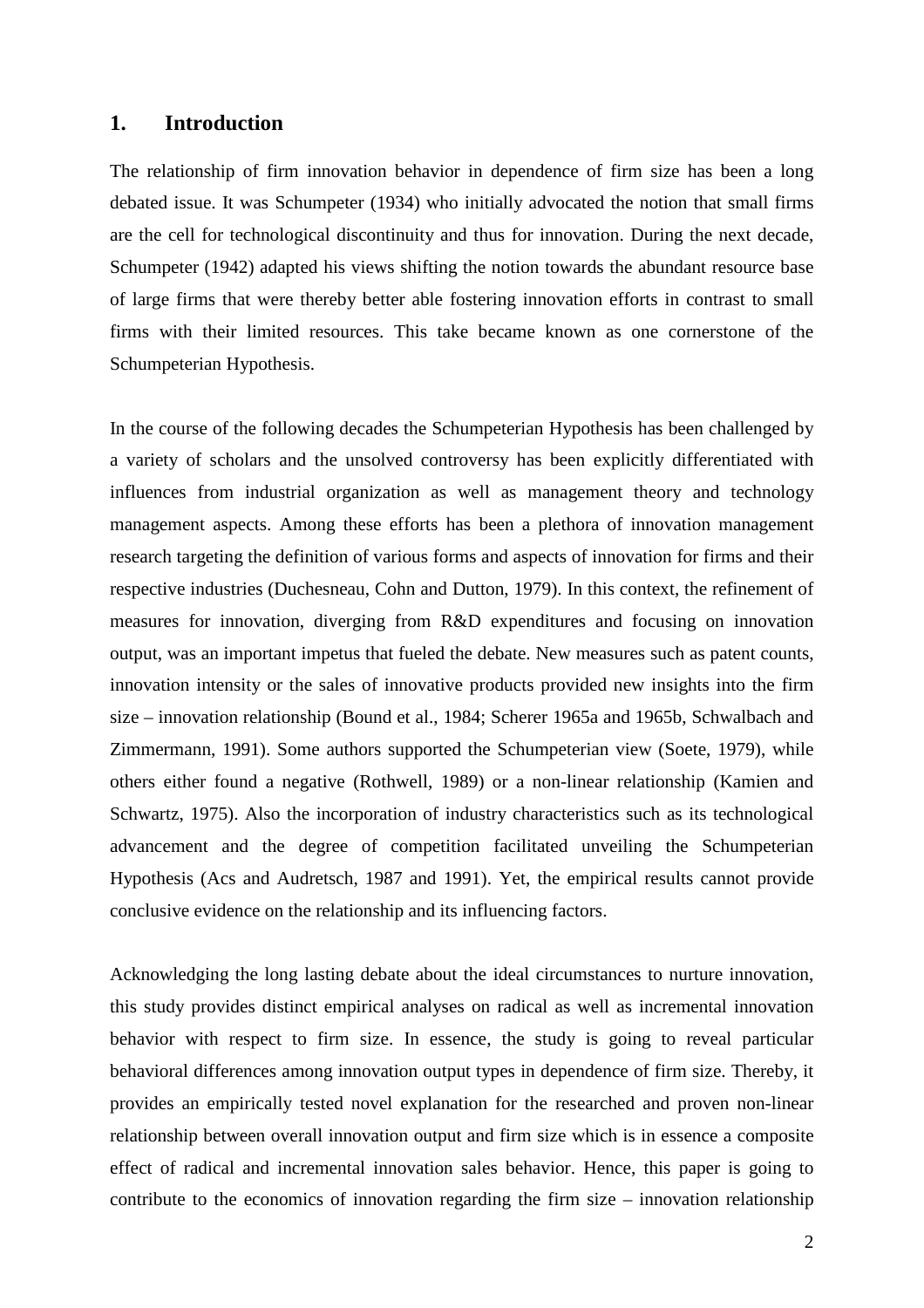## 1. Introduction

The relationship of firm innovation behavior in dependence of firm size has been a long debated issue. It was Schumpeter (1934) who initially advocated the notion that small firms are the cell for technological discontinuity and thus for innovation. During the next decade, Schumpeter (1942) adapted his views shifting the notion towards the abundant resource base of large firms that were thereby better able fostering innovation efforts in contrast to small firms with their limited resources. This take became known as one cornerstone of the Schumpeterian Hypothesis.

In the course of the following decades the Schumpeterian Hypothesis has been challenged by a variety of scholars and the unsolved controversy has been explicitly differentiated with influences from industrial organization as well as management theory and technology management aspects. Among these efforts has been a plethora of innovation management research targeting the definition of various forms and aspects of innovation for firms and their respective industries (Duchesneau, Cohn and Dutton, 1979). In this context, the refinement of measures for innovation, diverging from R&D expenditures and focusing on innovation output, was an important impetus that fueled the debate. New measures such as patent counts, innovation intensity or the sales of innovative products provided new insights into the firm size – innovation relationship (Bound et al., 1984; Scherer 1965a and 1965b, Schwalbach and Zimmermann, 1991). Some authors supported the Schumpeterian view (Soete, 1979), while others either found a negative (Rothwell, 1989) or a non-linear relationship (Kamien and Schwartz, 1975). Also the incorporation of industry characteristics such as its technological advancement and the degree of competition facilitated unveiling the Schumpeterian Hypothesis (Acs and Audretsch, 1987 and 1991). Yet, the empirical results cannot provide conclusive evidence on the relationship and its influencing factors.

Acknowledging the long lasting debate about the ideal circumstances to nurture innovation, this study provides distinct empirical analyses on radical as well as incremental innovation behavior with respect to firm size. In essence, the study is going to reveal particular behavioral differences among innovation output types in dependence of firm size. Thereby, it provides an empirically tested novel explanation for the researched and proven non-linear relationship between overall innovation output and firm size which is in essence a composite effect of radical and incremental innovation sales behavior. Hence, this paper is going to contribute to the economics of innovation regarding the firm size – innovation relationship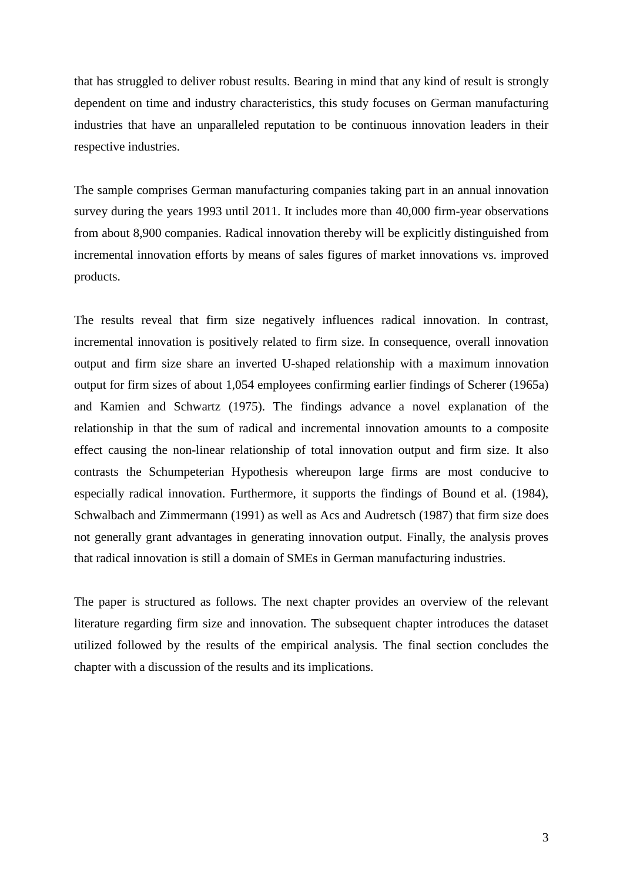that has struggled to deliver robust results. Bearing in mind that any kind of result is strongly dependent on time and industry characteristics, this study focuses on German manufacturing industries that have an unparalleled reputation to be continuous innovation leaders in their respective industries.

The sample comprises German manufacturing companies taking part in an annual innovation survey during the years 1993 until 2011. It includes more than 40,000 firm-year observations from about 8,900 companies. Radical innovation thereby will be explicitly distinguished from incremental innovation efforts by means of sales figures of market innovations vs. improved products.

The results reveal that firm size negatively influences radical innovation. In contrast, incremental innovation is positively related to firm size. In consequence, overall innovation output and firm size share an inverted U-shaped relationship with a maximum innovation output for firm sizes of about 1,054 employees confirming earlier findings of Scherer (1965a) and Kamien and Schwartz (1975). The findings advance a novel explanation of the relationship in that the sum of radical and incremental innovation amounts to a composite effect causing the non-linear relationship of total innovation output and firm size. It also contrasts the Schumpeterian Hypothesis whereupon large firms are most conducive to especially radical innovation. Furthermore, it supports the findings of Bound et al. (1984), Schwalbach and Zimmermann (1991) as well as Acs and Audretsch (1987) that firm size does not generally grant advantages in generating innovation output. Finally, the analysis proves that radical innovation is still a domain of SMEs in German manufacturing industries.

The paper is structured as follows. The next chapter provides an overview of the relevant literature regarding firm size and innovation. The subsequent chapter introduces the dataset utilized followed by the results of the empirical analysis. The final section concludes the chapter with a discussion of the results and its implications.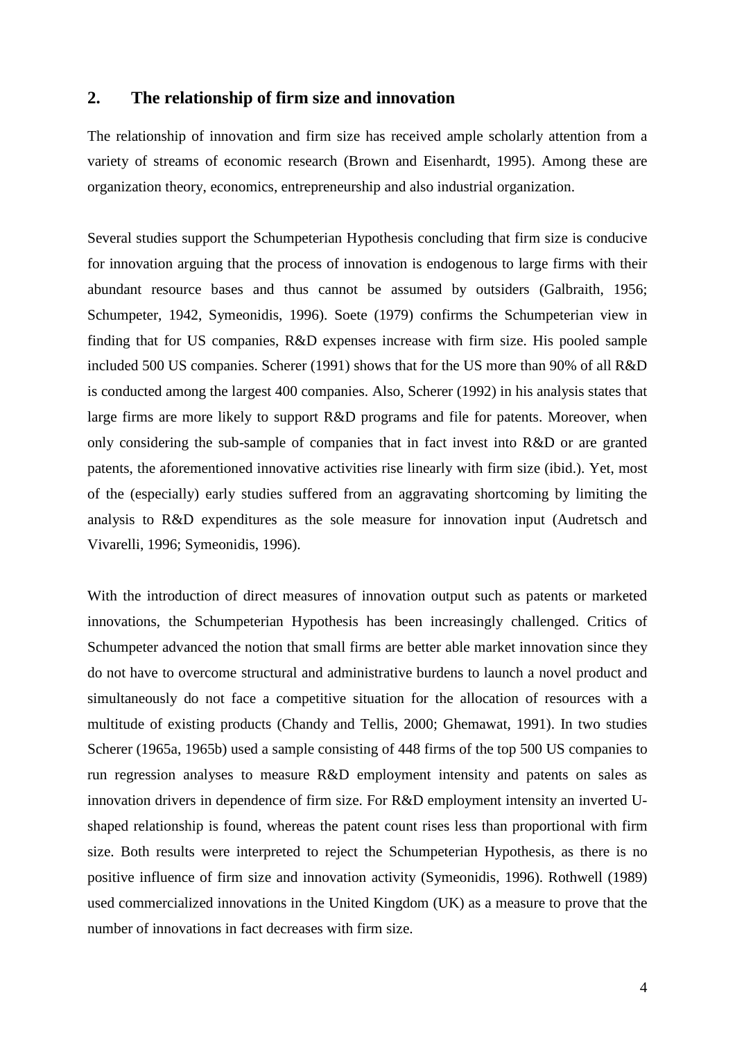## 2. The relationship of firm size and innovation

The relationship of innovation and firm size has received ample scholarly attention from a variety of streams of economic research (Brown and Eisenhardt, 1995). Among these are organization theory, economics, entrepreneurship and also industrial organization.

Several studies support the Schumpeterian Hypothesis concluding that firm size is conducive for innovation arguing that the process of innovation is endogenous to large firms with their abundant resource bases and thus cannot be assumed by outsiders (Galbraith, 1956; Schumpeter, 1942, Symeonidis, 1996). Soete (1979) confirms the Schumpeterian view in finding that for US companies, R&D expenses increase with firm size. His pooled sample included 500 US companies. Scherer (1991) shows that for the US more than 90% of all R&D is conducted among the largest 400 companies. Also, Scherer (1992) in his analysis states that large firms are more likely to support R&D programs and file for patents. Moreover, when only considering the sub-sample of companies that in fact invest into R&D or are granted patents, the aforementioned innovative activities rise linearly with firm size (ibid.). Yet, most of the (especially) early studies suffered from an aggravating shortcoming by limiting the analysis to R&D expenditures as the sole measure for innovation input (Audretsch and Vivarelli, 1996; Symeonidis, 1996).

With the introduction of direct measures of innovation output such as patents or marketed innovations, the Schumpeterian Hypothesis has been increasingly challenged. Critics of Schumpeter advanced the notion that small firms are better able market innovation since they do not have to overcome structural and administrative burdens to launch a novel product and simultaneously do not face a competitive situation for the allocation of resources with a multitude of existing products (Chandy and Tellis, 2000; Ghemawat, 1991). In two studies Scherer (1965a, 1965b) used a sample consisting of 448 firms of the top 500 US companies to run regression analyses to measure R&D employment intensity and patents on sales as innovation drivers in dependence of firm size. For R&D employment intensity an inverted U-shaped relationship is found, whereas the patent count rises less than proportional with firm size. Both results were interpreted to reject the Schumpeterian Hypothesis, as there is no positive influence of firm size and innovation activity (Symeonidis, 1996). Rothwell (1989) used commercialized innovations in the United Kingdom (UK) as a measure to prove that the number of innovations in fact decreases with firm size.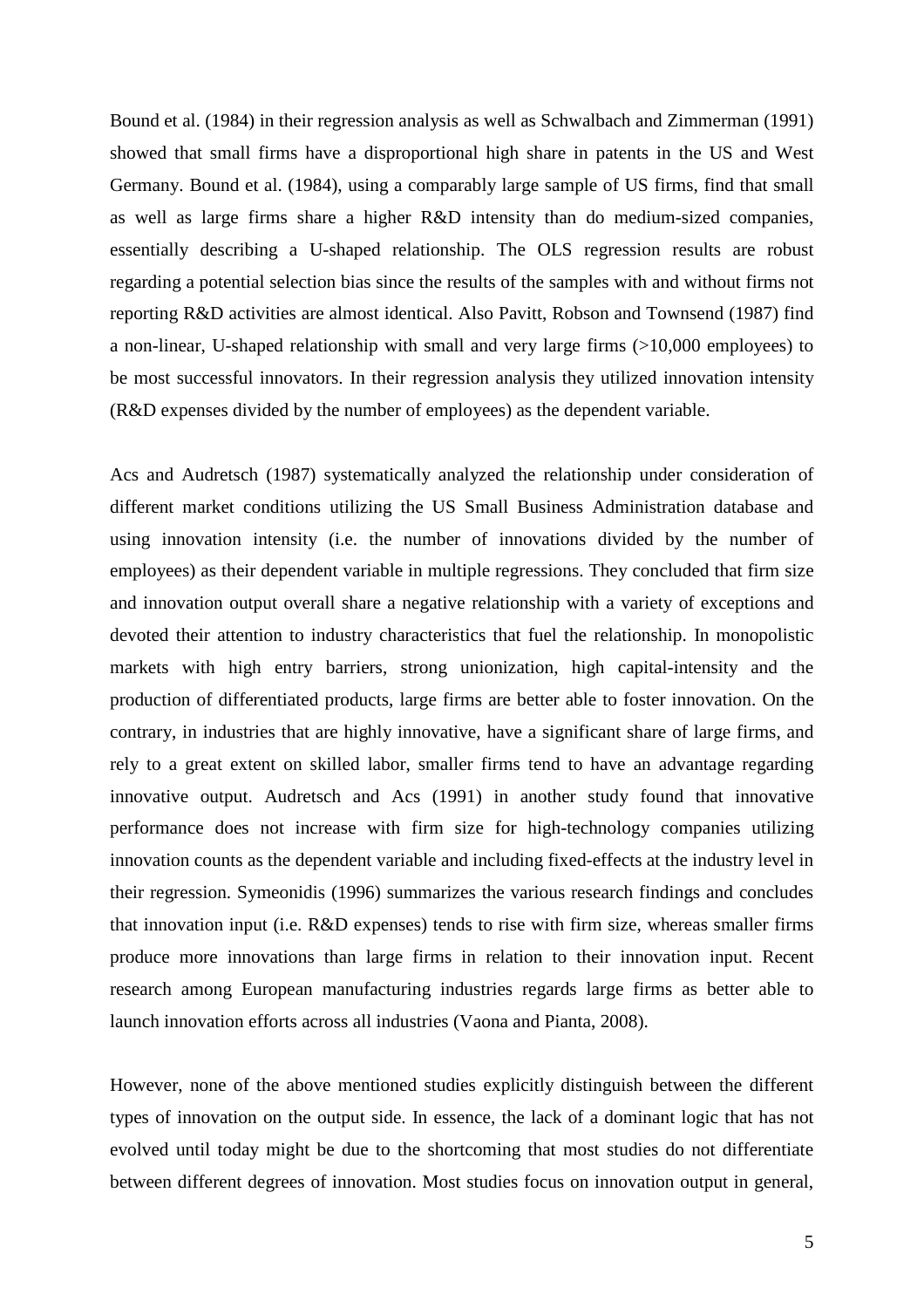Bound et al. (1984) in their regression analysis as well as Schwalbach and Zimmerman (1991) showed that small firms have a disproportional high share in patents in the US and West Germany. Bound et al. (1984), using a comparably large sample of US firms, find that small as well as large firms share a higher R&D intensity than do medium-sized companies, essentially describing a U-shaped relationship. The OLS regression results are robust regarding a potential selection bias since the results of the samples with and without firms not reporting R&D activities are almost identical. Also Pavitt, Robson and Townsend (1987) find a non-linear, U-shaped relationship with small and very large firms (>10,000 employees) to be most successful innovators. In their regression analysis they utilized innovation intensity (R&D expenses divided by the number of employees) as the dependent variable.

Acs and Audretsch (1987) systematically analyzed the relationship under consideration of different market conditions utilizing the US Small Business Administration database and using innovation intensity (i.e. the number of innovations divided by the number of employees) as their dependent variable in multiple regressions. They concluded that firm size and innovation output overall share a negative relationship with a variety of exceptions and devoted their attention to industry characteristics that fuel the relationship. In monopolistic markets with high entry barriers, strong unionization, high capital-intensity and the production of differentiated products, large firms are better able to foster innovation. On the contrary, in industries that are highly innovative, have a significant share of large firms, and rely to a great extent on skilled labor, smaller firms tend to have an advantage regarding innovative output. Audretsch and Acs (1991) in another study found that innovative performance does not increase with firm size for high-technology companies utilizing innovation counts as the dependent variable and including fixed-effects at the industry level in their regression. Symeonidis (1996) summarizes the various research findings and concludes that innovation input (i.e. R&D expenses) tends to rise with firm size, whereas smaller firms produce more innovations than large firms in relation to their innovation input. Recent research among European manufacturing industries regards large firms as better able to launch innovation efforts across all industries (Vaona and Pianta, 2008).

However, none of the above mentioned studies explicitly distinguish between the different types of innovation on the output side. In essence, the lack of a dominant logic that has not evolved until today might be due to the shortcoming that most studies do not differentiate between different degrees of innovation. Most studies focus on innovation output in general,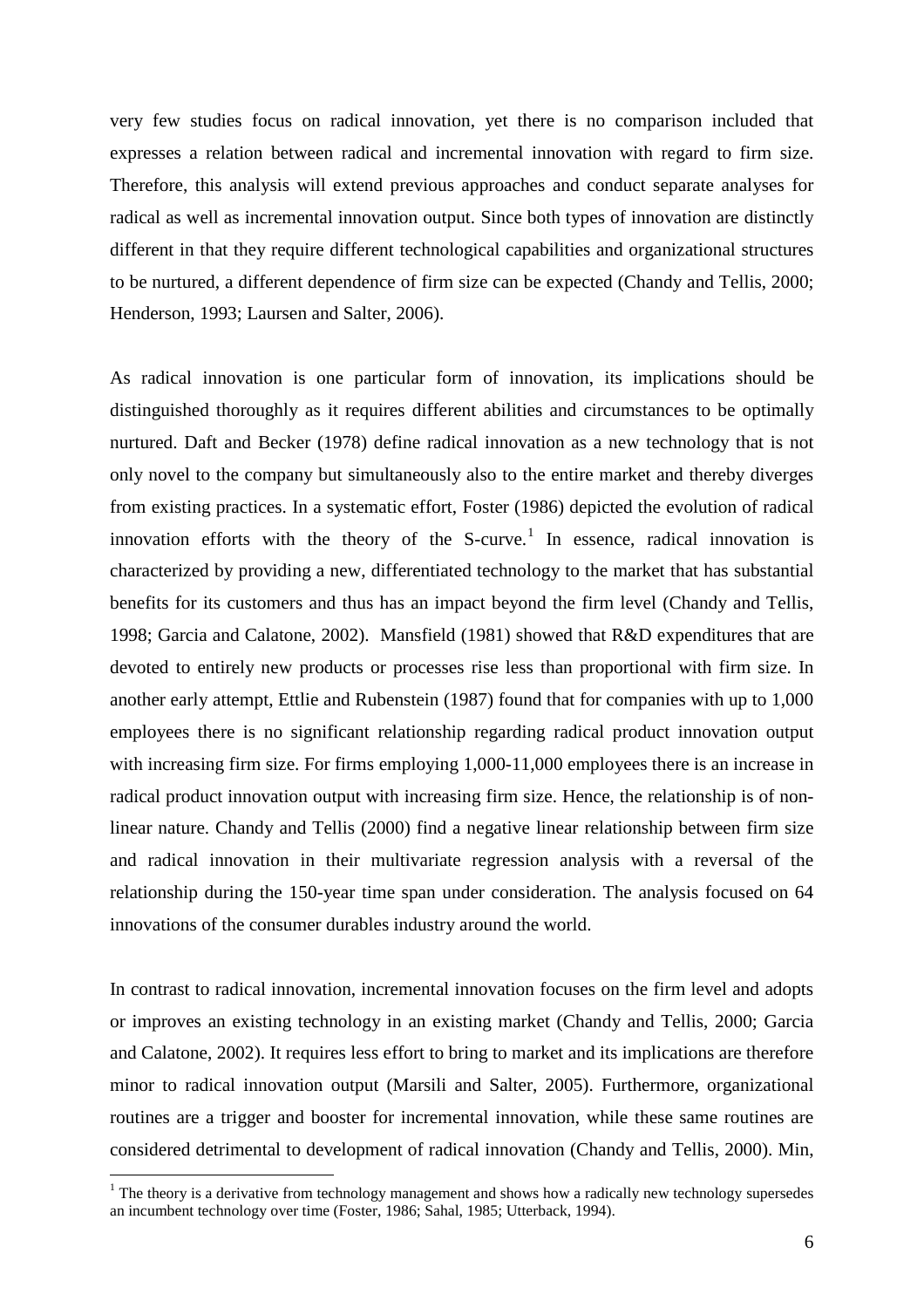very few studies focus on radical innovation, yet there is no comparison included that expresses a relation between radical and incremental innovation with regard to firm size. Therefore, this analysis will extend previous approaches and conduct separate analyses for radical as well as incremental innovation output. Since both types of innovation are distinctly different in that they require different technological capabilities and organizational structures to be nurtured, a different dependence of firm size can be expected (Chandy and Tellis, 2000; Henderson, 1993; Laursen and Salter, 2006).

As radical innovation is one particular form of innovation, its implications should be distinguished thoroughly as it requires different abilities and circumstances to be optimally nurtured. Daft and Becker (1978) define radical innovation as a new technology that is not only novel to the company but simultaneously also to the entire market and thereby diverges from existing practices. In a systematic effort, Foster (1986) depicted the evolution of radical innovation efforts with the theory of the S-curve.[1] In essence, radical innovation is characterized by providing a new, differentiated technology to the market that has substantial benefits for its customers and thus has an impact beyond the firm level (Chandy and Tellis, 1998; Garcia and Calatone, 2002). Mansfield (1981) showed that R&D expenditures that are devoted to entirely new products or processes rise less than proportional with firm size. In another early attempt, Ettlie and Rubenstein (1987) found that for companies with up to 1,000 employees there is no significant relationship regarding radical product innovation output with increasing firm size. For firms employing 1,000-11,000 employees there is an increase in radical product innovation output with increasing firm size. Hence, the relationship is of non-linear nature. Chandy and Tellis (2000) find a negative linear relationship between firm size and radical innovation in their multivariate regression analysis with a reversal of the relationship during the 150-year time span under consideration. The analysis focused on 64 innovations of the consumer durables industry around the world.

In contrast to radical innovation, incremental innovation focuses on the firm level and adopts or improves an existing technology in an existing market (Chandy and Tellis, 2000; Garcia and Calatone, 2002). It requires less effort to bring to market and its implications are therefore minor to radical innovation output (Marsili and Salter, 2005). Furthermore, organizational routines are a trigger and booster for incremental innovation, while these same routines are considered detrimental to development of radical innovation (Chandy and Tellis, 2000). Min,

[1] The theory is a derivative from technology management and shows how a radically new technology supersedes an incumbent technology over time (Foster, 1986; Sahal, 1985; Utterback, 1994).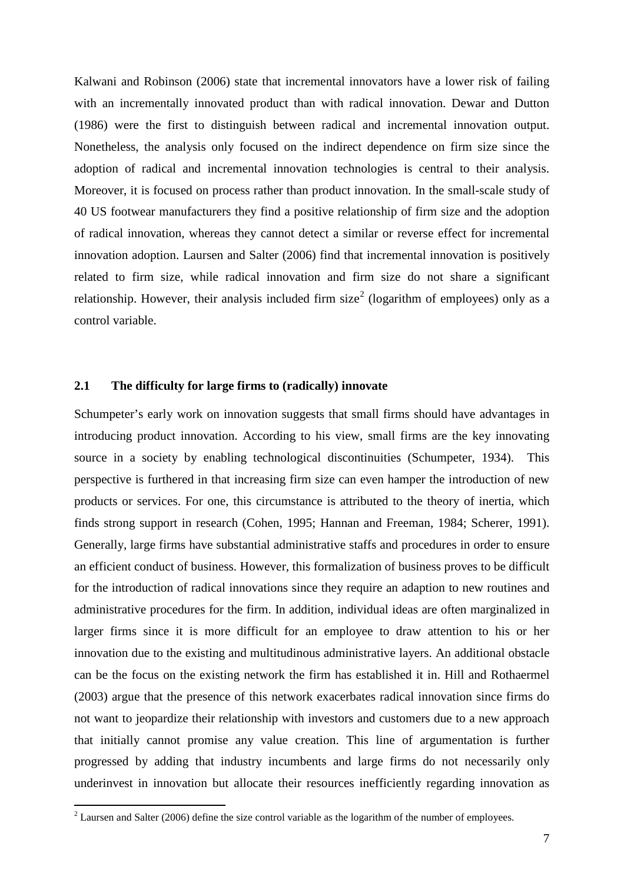Kalwani and Robinson (2006) state that incremental innovators have a lower risk of failing with an incrementally innovated product than with radical innovation. Dewar and Dutton (1986) were the first to distinguish between radical and incremental innovation output. Nonetheless, the analysis only focused on the indirect dependence on firm size since the adoption of radical and incremental innovation technologies is central to their analysis. Moreover, it is focused on process rather than product innovation. In the small-scale study of 40 US footwear manufacturers they find a positive relationship of firm size and the adoption of radical innovation, whereas they cannot detect a similar or reverse effect for incremental innovation adoption. Laursen and Salter (2006) find that incremental innovation is positively related to firm size, while radical innovation and firm size do not share a significant relationship. However, their analysis included firm size[2] (logarithm of employees) only as a control variable.

## 2.1 The difficulty for large firms to (radically) innovate

Schumpeter's early work on innovation suggests that small firms should have advantages in introducing product innovation. According to his view, small firms are the key innovating source in a society by enabling technological discontinuities (Schumpeter, 1934). This perspective is furthered in that increasing firm size can even hamper the introduction of new products or services. For one, this circumstance is attributed to the theory of inertia, which finds strong support in research (Cohen, 1995; Hannan and Freeman, 1984; Scherer, 1991). Generally, large firms have substantial administrative staffs and procedures in order to ensure an efficient conduct of business. However, this formalization of business proves to be difficult for the introduction of radical innovations since they require an adaption to new routines and administrative procedures for the firm. In addition, individual ideas are often marginalized in larger firms since it is more difficult for an employee to draw attention to his or her innovation due to the existing and multitudinous administrative layers. An additional obstacle can be the focus on the existing network the firm has established it in. Hill and Rothaermel (2003) argue that the presence of this network exacerbates radical innovation since firms do not want to jeopardize their relationship with investors and customers due to a new approach that initially cannot promise any value creation. This line of argumentation is further progressed by adding that industry incumbents and large firms do not necessarily only underinvest in innovation but allocate their resources inefficiently regarding innovation as

[2] Laursen and Salter (2006) define the size control variable as the logarithm of the number of employees.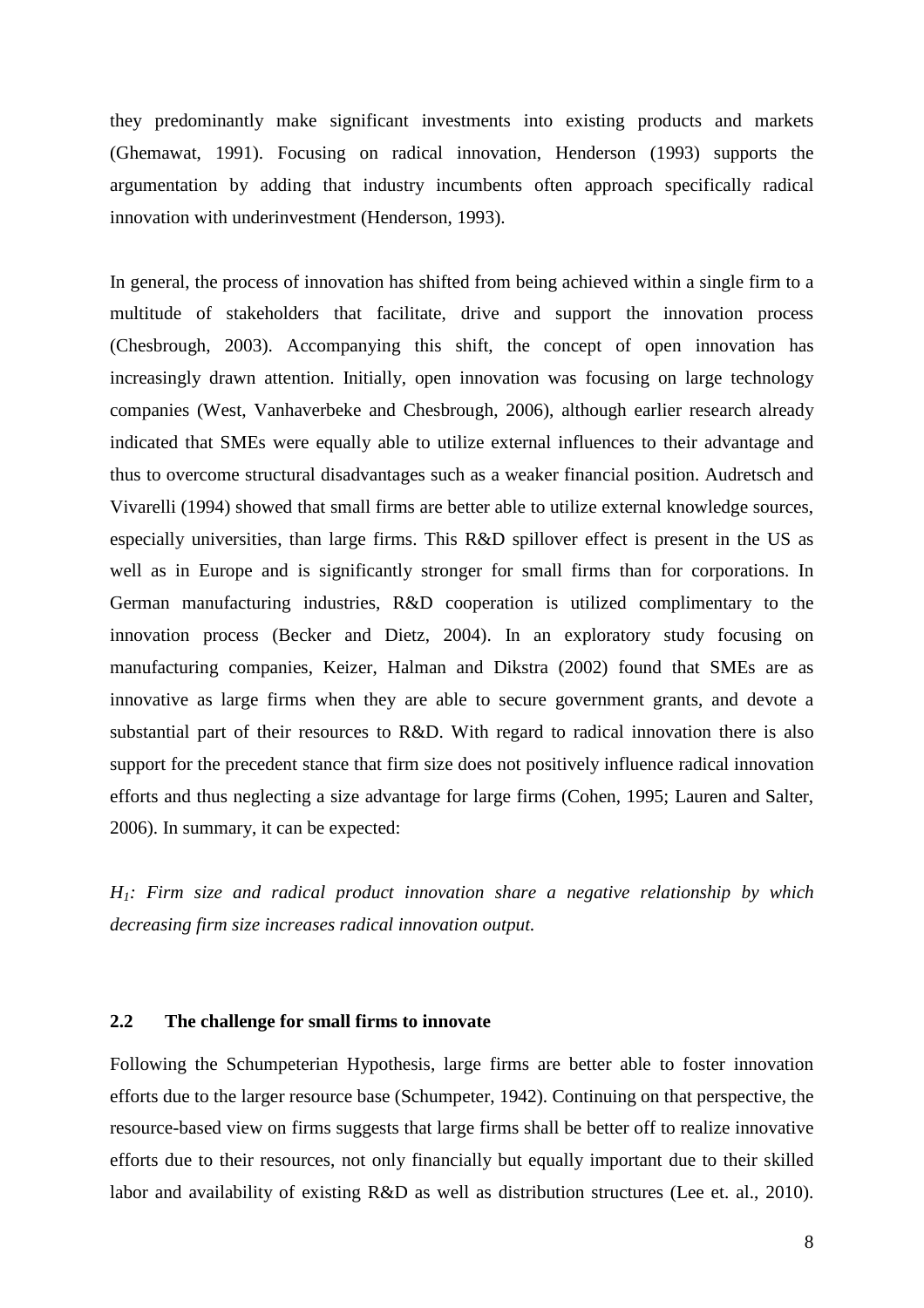they predominantly make significant investments into existing products and markets (Ghemawat, 1991). Focusing on radical innovation, Henderson (1993) supports the argumentation by adding that industry incumbents often approach specifically radical innovation with underinvestment (Henderson, 1993).

In general, the process of innovation has shifted from being achieved within a single firm to a multitude of stakeholders that facilitate, drive and support the innovation process (Chesbrough, 2003). Accompanying this shift, the concept of open innovation has increasingly drawn attention. Initially, open innovation was focusing on large technology companies (West, Vanhaverbeke and Chesbrough, 2006), although earlier research already indicated that SMEs were equally able to utilize external influences to their advantage and thus to overcome structural disadvantages such as a weaker financial position. Audretsch and Vivarelli (1994) showed that small firms are better able to utilize external knowledge sources, especially universities, than large firms. This R&D spillover effect is present in the US as well as in Europe and is significantly stronger for small firms than for corporations. In German manufacturing industries, R&D cooperation is utilized complimentary to the innovation process (Becker and Dietz, 2004). In an exploratory study focusing on manufacturing companies, Keizer, Halman and Dikstra (2002) found that SMEs are as innovative as large firms when they are able to secure government grants, and devote a substantial part of their resources to R&D. With regard to radical innovation there is also support for the precedent stance that firm size does not positively influence radical innovation efforts and thus neglecting a size advantage for large firms (Cohen, 1995; Lauren and Salter, 2006). In summary, it can be expected:

*$H_1$: Firm size and radical product innovation share a negative relationship by which decreasing firm size increases radical innovation output.*

## 2.2 The challenge for small firms to innovate

Following the Schumpeterian Hypothesis, large firms are better able to foster innovation efforts due to the larger resource base (Schumpeter, 1942). Continuing on that perspective, the resource-based view on firms suggests that large firms shall be better off to realize innovative efforts due to their resources, not only financially but equally important due to their skilled labor and availability of existing R&D as well as distribution structures (Lee et. al., 2010).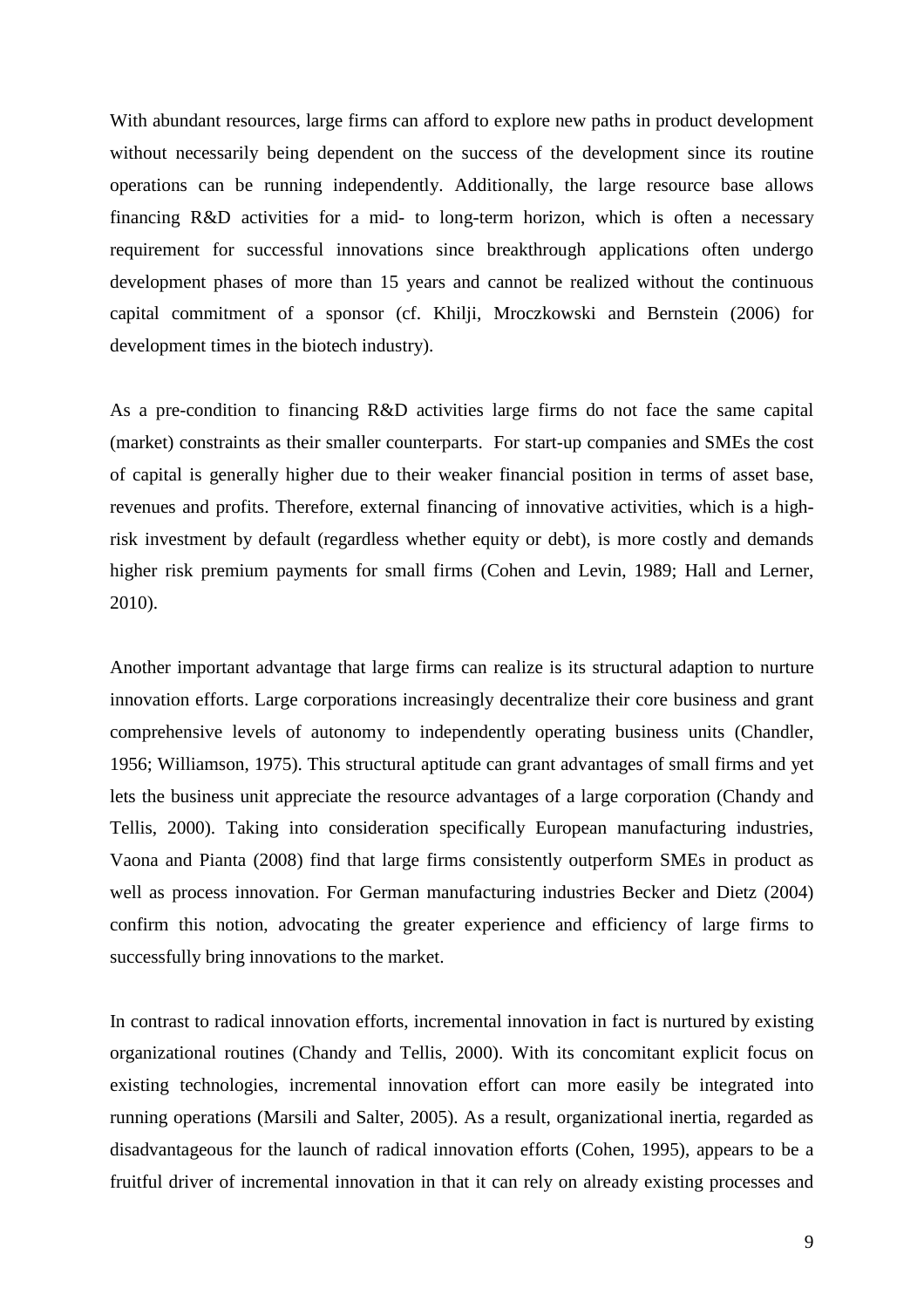With abundant resources, large firms can afford to explore new paths in product development without necessarily being dependent on the success of the development since its routine operations can be running independently. Additionally, the large resource base allows financing R&D activities for a mid- to long-term horizon, which is often a necessary requirement for successful innovations since breakthrough applications often undergo development phases of more than 15 years and cannot be realized without the continuous capital commitment of a sponsor (cf. Khilji, Mroczkowski and Bernstein (2006) for development times in the biotech industry).

As a pre-condition to financing R&D activities large firms do not face the same capital (market) constraints as their smaller counterparts. For start-up companies and SMEs the cost of capital is generally higher due to their weaker financial position in terms of asset base, revenues and profits. Therefore, external financing of innovative activities, which is a high-risk investment by default (regardless whether equity or debt), is more costly and demands higher risk premium payments for small firms (Cohen and Levin, 1989; Hall and Lerner, 2010).

Another important advantage that large firms can realize is its structural adaption to nurture innovation efforts. Large corporations increasingly decentralize their core business and grant comprehensive levels of autonomy to independently operating business units (Chandler, 1956; Williamson, 1975). This structural aptitude can grant advantages of small firms and yet lets the business unit appreciate the resource advantages of a large corporation (Chandy and Tellis, 2000). Taking into consideration specifically European manufacturing industries, Vaona and Pianta (2008) find that large firms consistently outperform SMEs in product as well as process innovation. For German manufacturing industries Becker and Dietz (2004) confirm this notion, advocating the greater experience and efficiency of large firms to successfully bring innovations to the market.

In contrast to radical innovation efforts, incremental innovation in fact is nurtured by existing organizational routines (Chandy and Tellis, 2000). With its concomitant explicit focus on existing technologies, incremental innovation effort can more easily be integrated into running operations (Marsili and Salter, 2005). As a result, organizational inertia, regarded as disadvantageous for the launch of radical innovation efforts (Cohen, 1995), appears to be a fruitful driver of incremental innovation in that it can rely on already existing processes and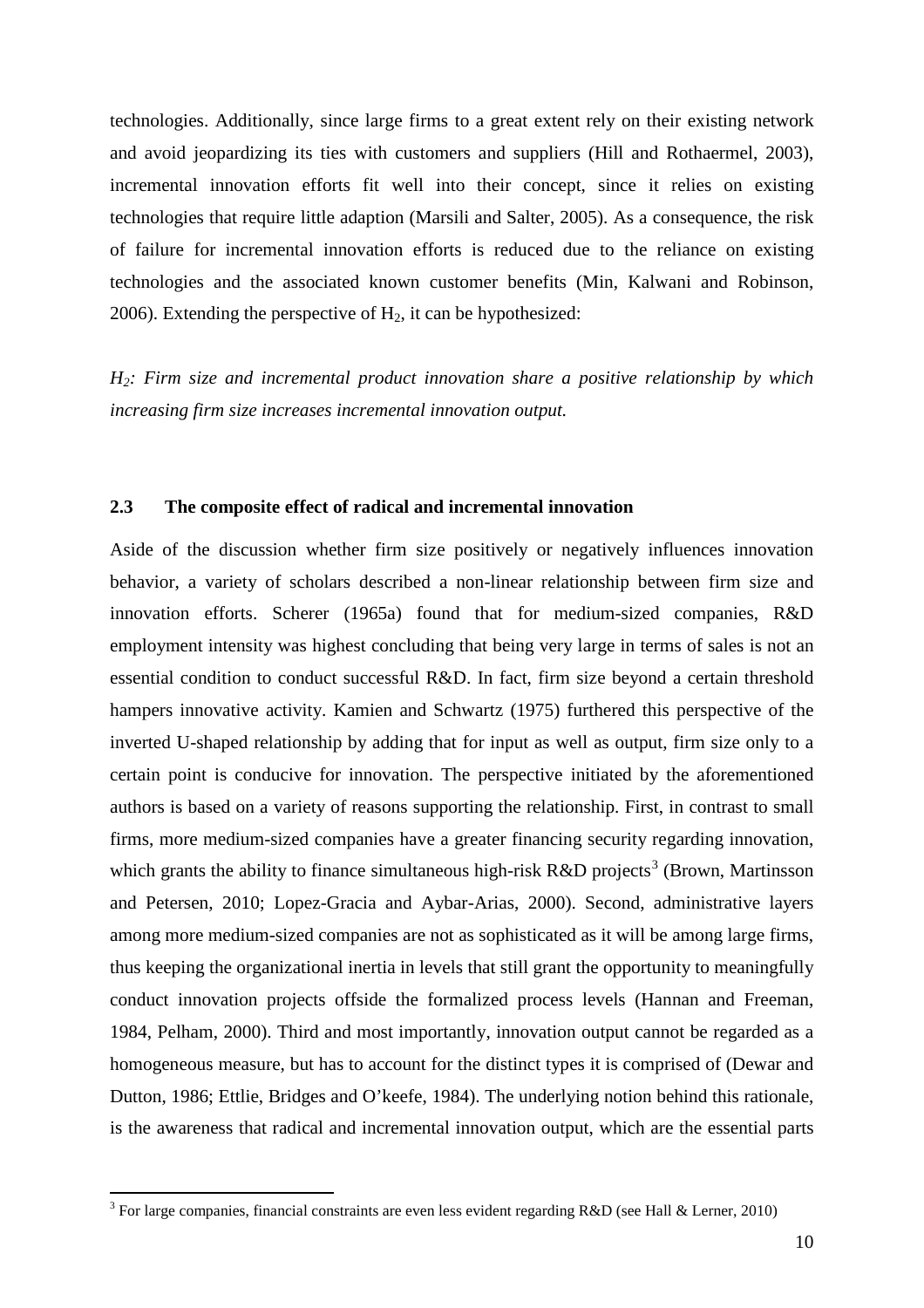technologies. Additionally, since large firms to a great extent rely on their existing network and avoid jeopardizing its ties with customers and suppliers (Hill and Rothaermel, 2003), incremental innovation efforts fit well into their concept, since it relies on existing technologies that require little adaption (Marsili and Salter, 2005). As a consequence, the risk of failure for incremental innovation efforts is reduced due to the reliance on existing technologies and the associated known customer benefits (Min, Kalwani and Robinson, 2006). Extending the perspective of $H_2$, it can be hypothesized:

*$H_2$: Firm size and incremental product innovation share a positive relationship by which increasing firm size increases incremental innovation output.*

## 2.3 The composite effect of radical and incremental innovation

Aside of the discussion whether firm size positively or negatively influences innovation behavior, a variety of scholars described a non-linear relationship between firm size and innovation efforts. Scherer (1965a) found that for medium-sized companies, R&D employment intensity was highest concluding that being very large in terms of sales is not an essential condition to conduct successful R&D. In fact, firm size beyond a certain threshold hampers innovative activity. Kamien and Schwartz (1975) furthered this perspective of the inverted U-shaped relationship by adding that for input as well as output, firm size only to a certain point is conducive for innovation. The perspective initiated by the aforementioned authors is based on a variety of reasons supporting the relationship. First, in contrast to small firms, more medium-sized companies have a greater financing security regarding innovation, which grants the ability to finance simultaneous high-risk R&D projects[3] (Brown, Martinsson and Petersen, 2010; Lopez-Gracia and Aybar-Arias, 2000). Second, administrative layers among more medium-sized companies are not as sophisticated as it will be among large firms, thus keeping the organizational inertia in levels that still grant the opportunity to meaningfully conduct innovation projects offside the formalized process levels (Hannan and Freeman, 1984, Pelham, 2000). Third and most importantly, innovation output cannot be regarded as a homogeneous measure, but has to account for the distinct types it is comprised of (Dewar and Dutton, 1986; Ettlie, Bridges and O'keefe, 1984). The underlying notion behind this rationale, is the awareness that radical and incremental innovation output, which are the essential parts

[3] For large companies, financial constraints are even less evident regarding R&D (see Hall & Lerner, 2010)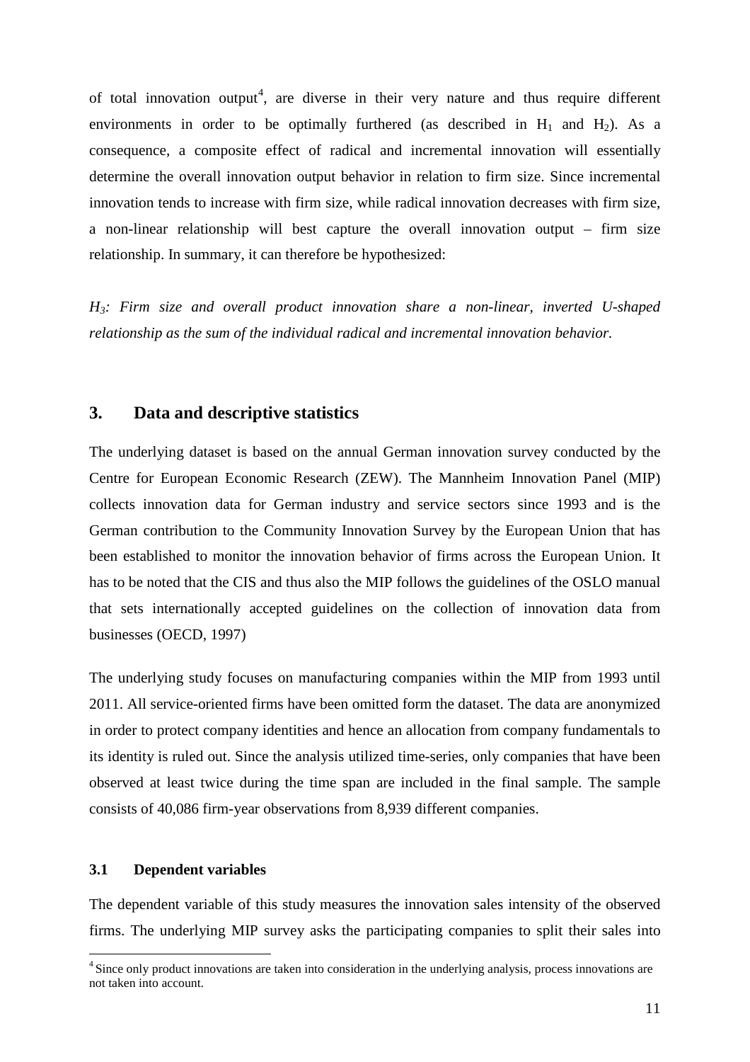of total innovation output[4], are diverse in their very nature and thus require different environments in order to be optimally furthered (as described in $H_1$ and $H_2$). As a consequence, a composite effect of radical and incremental innovation will essentially determine the overall innovation output behavior in relation to firm size. Since incremental innovation tends to increase with firm size, while radical innovation decreases with firm size, a non-linear relationship will best capture the overall innovation output – firm size relationship. In summary, it can therefore be hypothesized:

*$H_3$: Firm size and overall product innovation share a non-linear, inverted U-shaped relationship as the sum of the individual radical and incremental innovation behavior.*

## 3. Data and descriptive statistics

The underlying dataset is based on the annual German innovation survey conducted by the Centre for European Economic Research (ZEW). The Mannheim Innovation Panel (MIP) collects innovation data for German industry and service sectors since 1993 and is the German contribution to the Community Innovation Survey by the European Union that has been established to monitor the innovation behavior of firms across the European Union. It has to be noted that the CIS and thus also the MIP follows the guidelines of the OSLO manual that sets internationally accepted guidelines on the collection of innovation data from businesses (OECD, 1997)

The underlying study focuses on manufacturing companies within the MIP from 1993 until 2011. All service-oriented firms have been omitted form the dataset. The data are anonymized in order to protect company identities and hence an allocation from company fundamentals to its identity is ruled out. Since the analysis utilized time-series, only companies that have been observed at least twice during the time span are included in the final sample. The sample consists of 40,086 firm-year observations from 8,939 different companies.

### 3.1 Dependent variables

The dependent variable of this study measures the innovation sales intensity of the observed firms. The underlying MIP survey asks the participating companies to split their sales into

[4] Since only product innovations are taken into consideration in the underlying analysis, process innovations are not taken into account.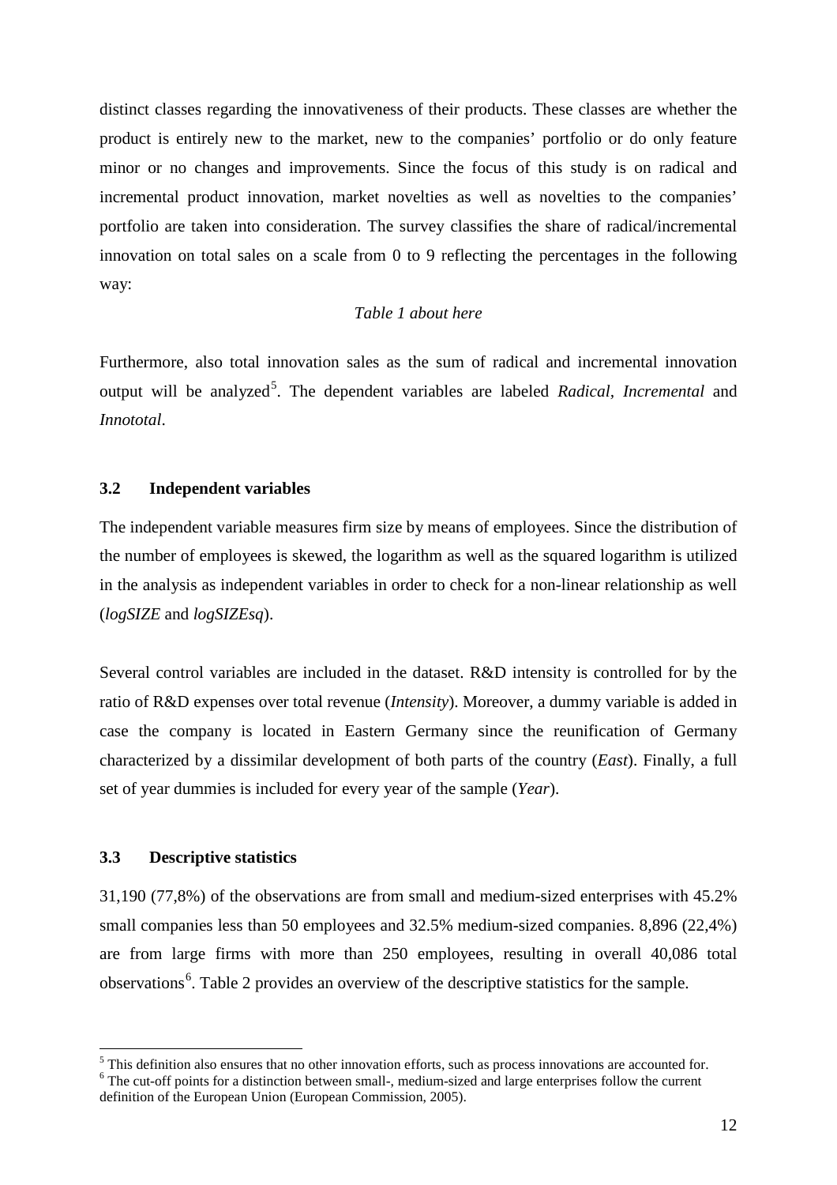distinct classes regarding the innovativeness of their products. These classes are whether the product is entirely new to the market, new to the companies' portfolio or do only feature minor or no changes and improvements. Since the focus of this study is on radical and incremental product innovation, market novelties as well as novelties to the companies' portfolio are taken into consideration. The survey classifies the share of radical/incremental innovation on total sales on a scale from 0 to 9 reflecting the percentages in the following way:

*Table 1 about here*

Furthermore, also total innovation sales as the sum of radical and incremental innovation output will be analyzed[5]. The dependent variables are labeled *Radical*, *Incremental* and *Innototal*.

### 3.2 Independent variables

The independent variable measures firm size by means of employees. Since the distribution of the number of employees is skewed, the logarithm as well as the squared logarithm is utilized in the analysis as independent variables in order to check for a non-linear relationship as well (*logSIZE* and *logSIZEsq*).

Several control variables are included in the dataset. R&D intensity is controlled for by the ratio of R&D expenses over total revenue (*Intensity*). Moreover, a dummy variable is added in case the company is located in Eastern Germany since the reunification of Germany characterized by a dissimilar development of both parts of the country (*East*). Finally, a full set of year dummies is included for every year of the sample (*Year*).

### 3.3 Descriptive statistics

31,190 (77,8%) of the observations are from small and medium-sized enterprises with 45.2% small companies less than 50 employees and 32.5% medium-sized companies. 8,896 (22,4%) are from large firms with more than 250 employees, resulting in overall 40,086 total observations[6]. Table 2 provides an overview of the descriptive statistics for the sample.

[5] This definition also ensures that no other innovation efforts, such as process innovations are accounted for.

[6] The cut-off points for a distinction between small-, medium-sized and large enterprises follow the current definition of the European Union (European Commission, 2005).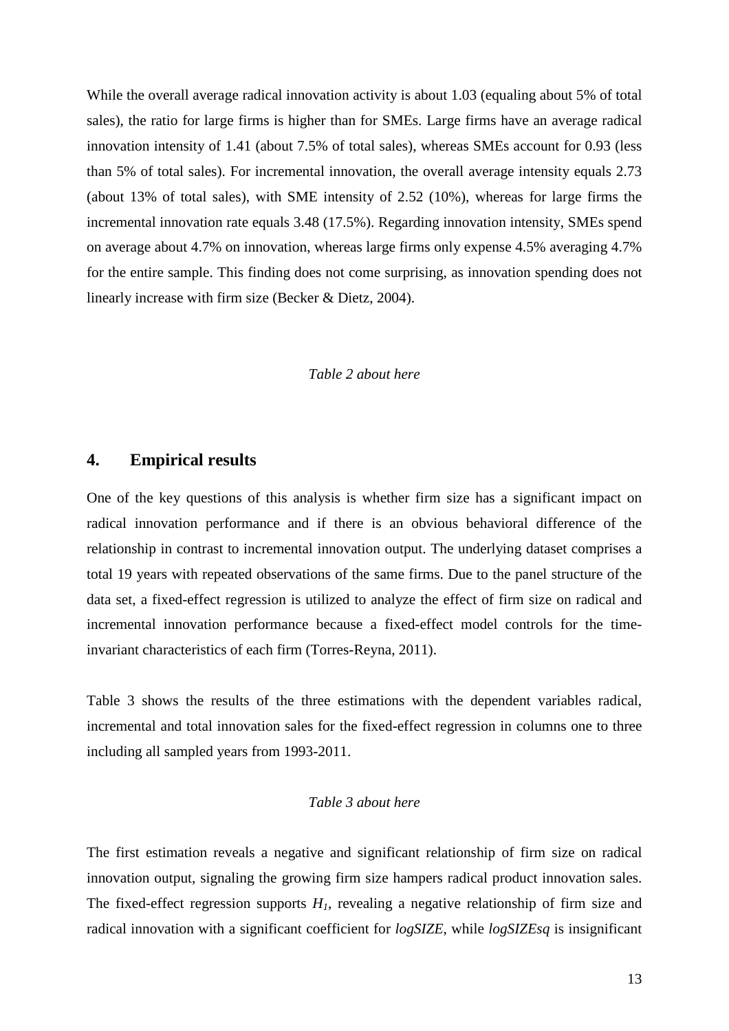While the overall average radical innovation activity is about 1.03 (equaling about 5% of total sales), the ratio for large firms is higher than for SMEs. Large firms have an average radical innovation intensity of 1.41 (about 7.5% of total sales), whereas SMEs account for 0.93 (less than 5% of total sales). For incremental innovation, the overall average intensity equals 2.73 (about 13% of total sales), with SME intensity of 2.52 (10%), whereas for large firms the incremental innovation rate equals 3.48 (17.5%). Regarding innovation intensity, SMEs spend on average about 4.7% on innovation, whereas large firms only expense 4.5% averaging 4.7% for the entire sample. This finding does not come surprising, as innovation spending does not linearly increase with firm size (Becker & Dietz, 2004).

*Table 2 about here*

## 4. Empirical results

One of the key questions of this analysis is whether firm size has a significant impact on radical innovation performance and if there is an obvious behavioral difference of the relationship in contrast to incremental innovation output. The underlying dataset comprises a total 19 years with repeated observations of the same firms. Due to the panel structure of the data set, a fixed-effect regression is utilized to analyze the effect of firm size on radical and incremental innovation performance because a fixed-effect model controls for the time-invariant characteristics of each firm (Torres-Reyna, 2011).

Table 3 shows the results of the three estimations with the dependent variables radical, incremental and total innovation sales for the fixed-effect regression in columns one to three including all sampled years from 1993-2011.

*Table 3 about here*

The first estimation reveals a negative and significant relationship of firm size on radical innovation output, signaling the growing firm size hampers radical product innovation sales. The fixed-effect regression supports $H_1$, revealing a negative relationship of firm size and radical innovation with a significant coefficient for *logSIZE*, while *logSIZEsq* is insignificant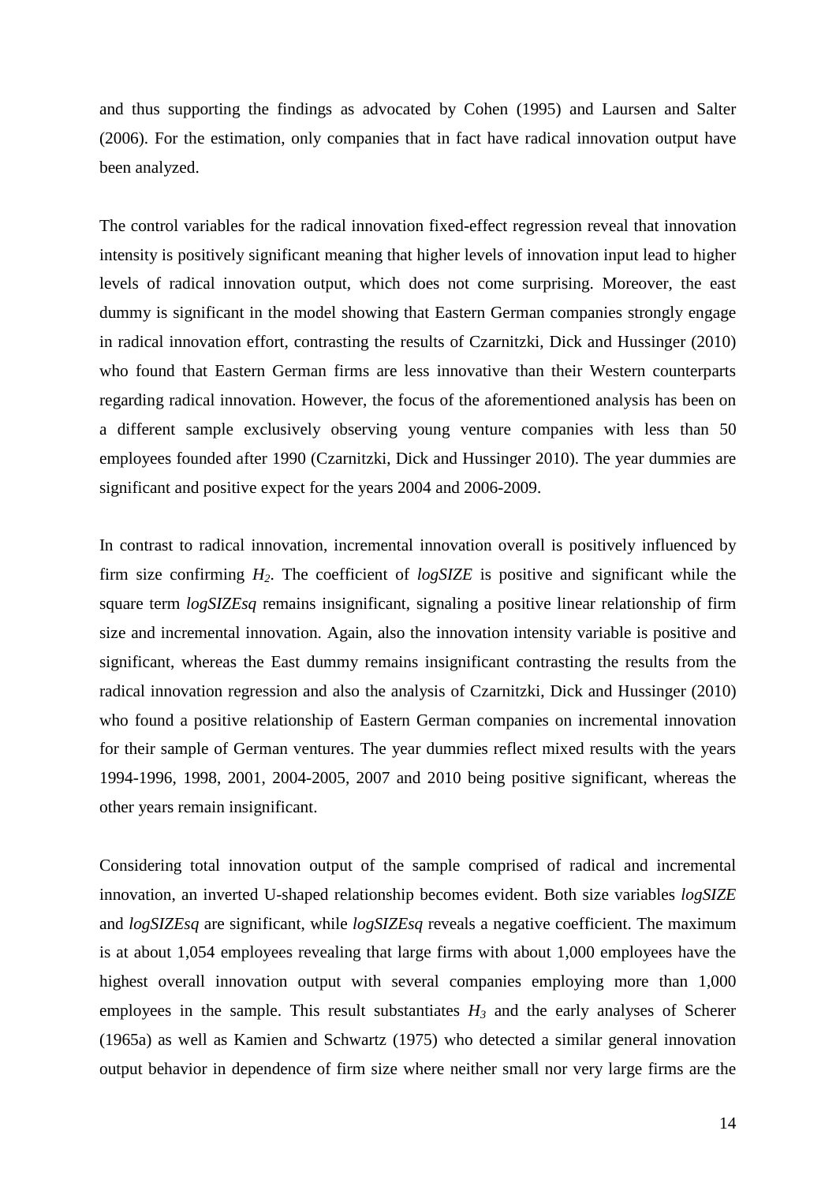and thus supporting the findings as advocated by Cohen (1995) and Laursen and Salter (2006). For the estimation, only companies that in fact have radical innovation output have been analyzed.

The control variables for the radical innovation fixed-effect regression reveal that innovation intensity is positively significant meaning that higher levels of innovation input lead to higher levels of radical innovation output, which does not come surprising. Moreover, the east dummy is significant in the model showing that Eastern German companies strongly engage in radical innovation effort, contrasting the results of Czarnitzki, Dick and Hussinger (2010) who found that Eastern German firms are less innovative than their Western counterparts regarding radical innovation. However, the focus of the aforementioned analysis has been on a different sample exclusively observing young venture companies with less than 50 employees founded after 1990 (Czarnitzki, Dick and Hussinger 2010). The year dummies are significant and positive expect for the years 2004 and 2006-2009.

In contrast to radical innovation, incremental innovation overall is positively influenced by firm size confirming $H_2$. The coefficient of *logSIZE* is positive and significant while the square term *logSIZEsq* remains insignificant, signaling a positive linear relationship of firm size and incremental innovation. Again, also the innovation intensity variable is positive and significant, whereas the East dummy remains insignificant contrasting the results from the radical innovation regression and also the analysis of Czarnitzki, Dick and Hussinger (2010) who found a positive relationship of Eastern German companies on incremental innovation for their sample of German ventures. The year dummies reflect mixed results with the years 1994-1996, 1998, 2001, 2004-2005, 2007 and 2010 being positive significant, whereas the other years remain insignificant.

Considering total innovation output of the sample comprised of radical and incremental innovation, an inverted U-shaped relationship becomes evident. Both size variables *logSIZE* and *logSIZEsq* are significant, while *logSIZEsq* reveals a negative coefficient. The maximum is at about 1,054 employees revealing that large firms with about 1,000 employees have the highest overall innovation output with several companies employing more than 1,000 employees in the sample. This result substantiates $H_3$ and the early analyses of Scherer (1965a) as well as Kamien and Schwartz (1975) who detected a similar general innovation output behavior in dependence of firm size where neither small nor very large firms are the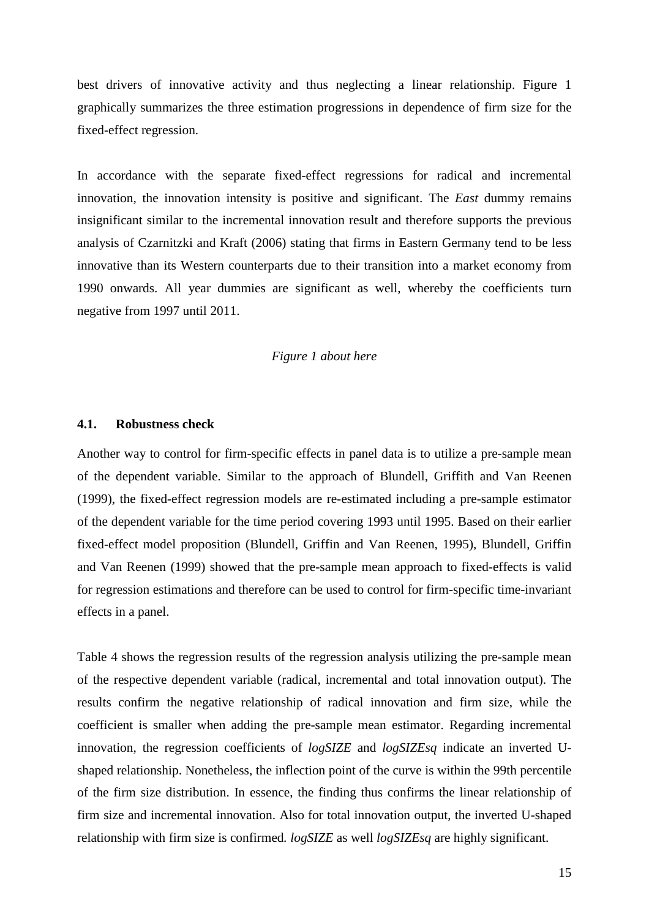best drivers of innovative activity and thus neglecting a linear relationship. Figure 1 graphically summarizes the three estimation progressions in dependence of firm size for the fixed-effect regression.

In accordance with the separate fixed-effect regressions for radical and incremental innovation, the innovation intensity is positive and significant. The *East* dummy remains insignificant similar to the incremental innovation result and therefore supports the previous analysis of Czarnitzki and Kraft (2006) stating that firms in Eastern Germany tend to be less innovative than its Western counterparts due to their transition into a market economy from 1990 onwards. All year dummies are significant as well, whereby the coefficients turn negative from 1997 until 2011.

*Figure 1 about here*

### 4.1. Robustness check

Another way to control for firm-specific effects in panel data is to utilize a pre-sample mean of the dependent variable. Similar to the approach of Blundell, Griffith and Van Reenen (1999), the fixed-effect regression models are re-estimated including a pre-sample estimator of the dependent variable for the time period covering 1993 until 1995. Based on their earlier fixed-effect model proposition (Blundell, Griffin and Van Reenen, 1995), Blundell, Griffin and Van Reenen (1999) showed that the pre-sample mean approach to fixed-effects is valid for regression estimations and therefore can be used to control for firm-specific time-invariant effects in a panel.

Table 4 shows the regression results of the regression analysis utilizing the pre-sample mean of the respective dependent variable (radical, incremental and total innovation output). The results confirm the negative relationship of radical innovation and firm size, while the coefficient is smaller when adding the pre-sample mean estimator. Regarding incremental innovation, the regression coefficients of *logSIZE* and *logSIZEsq* indicate an inverted U-shaped relationship. Nonetheless, the inflection point of the curve is within the 99th percentile of the firm size distribution. In essence, the finding thus confirms the linear relationship of firm size and incremental innovation. Also for total innovation output, the inverted U-shaped relationship with firm size is confirmed. *logSIZE* as well *logSIZEsq* are highly significant.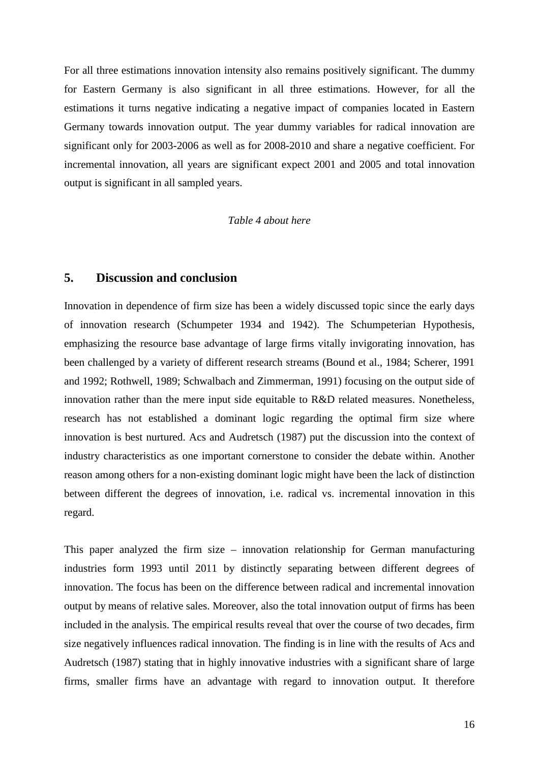For all three estimations innovation intensity also remains positively significant. The dummy for Eastern Germany is also significant in all three estimations. However, for all the estimations it turns negative indicating a negative impact of companies located in Eastern Germany towards innovation output. The year dummy variables for radical innovation are significant only for 2003-2006 as well as for 2008-2010 and share a negative coefficient. For incremental innovation, all years are significant expect 2001 and 2005 and total innovation output is significant in all sampled years.

*Table 4 about here*

## 5. Discussion and conclusion

Innovation in dependence of firm size has been a widely discussed topic since the early days of innovation research (Schumpeter 1934 and 1942). The Schumpeterian Hypothesis, emphasizing the resource base advantage of large firms vitally invigorating innovation, has been challenged by a variety of different research streams (Bound et al., 1984; Scherer, 1991 and 1992; Rothwell, 1989; Schwalbach and Zimmerman, 1991) focusing on the output side of innovation rather than the mere input side equitable to R&D related measures. Nonetheless, research has not established a dominant logic regarding the optimal firm size where innovation is best nurtured. Acs and Audretsch (1987) put the discussion into the context of industry characteristics as one important cornerstone to consider the debate within. Another reason among others for a non-existing dominant logic might have been the lack of distinction between different the degrees of innovation, i.e. radical vs. incremental innovation in this regard.

This paper analyzed the firm size – innovation relationship for German manufacturing industries form 1993 until 2011 by distinctly separating between different degrees of innovation. The focus has been on the difference between radical and incremental innovation output by means of relative sales. Moreover, also the total innovation output of firms has been included in the analysis. The empirical results reveal that over the course of two decades, firm size negatively influences radical innovation. The finding is in line with the results of Acs and Audretsch (1987) stating that in highly innovative industries with a significant share of large firms, smaller firms have an advantage with regard to innovation output. It therefore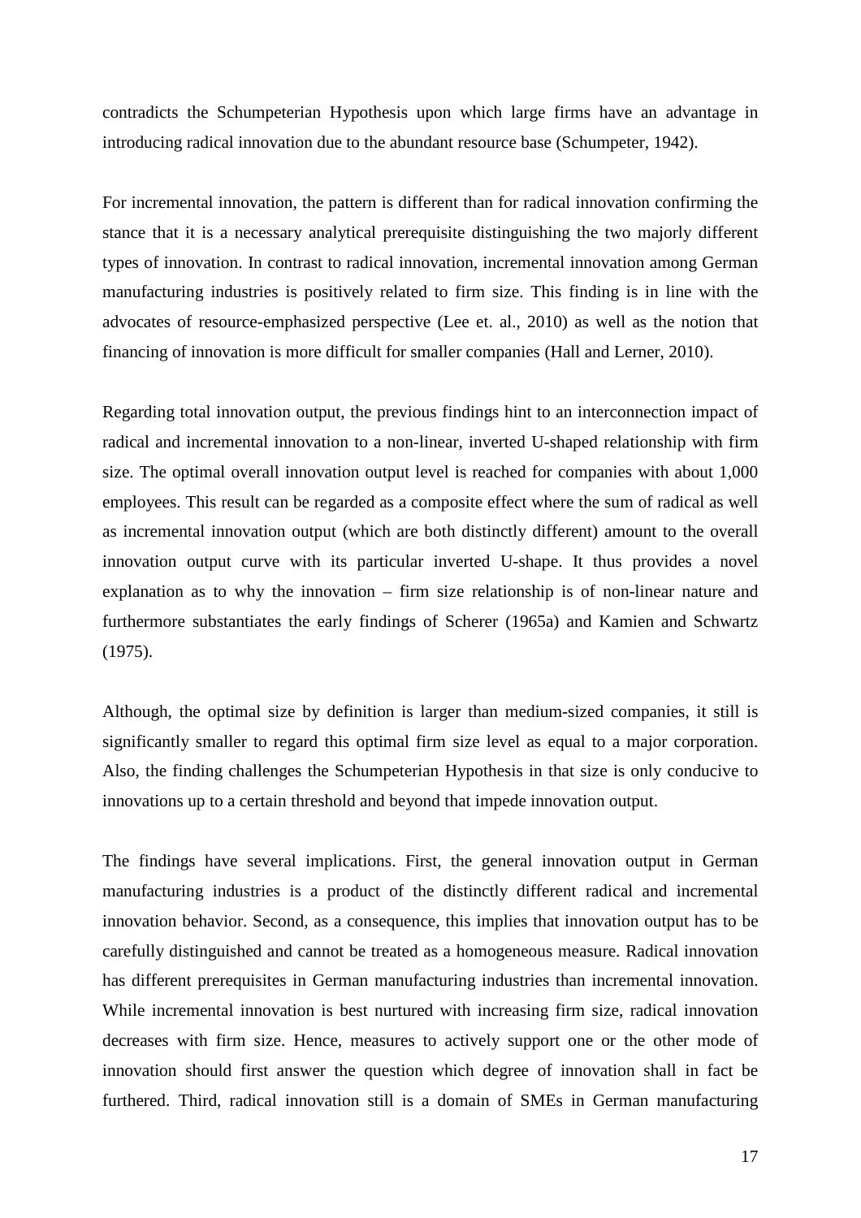contradicts the Schumpeterian Hypothesis upon which large firms have an advantage in introducing radical innovation due to the abundant resource base (Schumpeter, 1942).

For incremental innovation, the pattern is different than for radical innovation confirming the stance that it is a necessary analytical prerequisite distinguishing the two majorly different types of innovation. In contrast to radical innovation, incremental innovation among German manufacturing industries is positively related to firm size. This finding is in line with the advocates of resource-emphasized perspective (Lee et. al., 2010) as well as the notion that financing of innovation is more difficult for smaller companies (Hall and Lerner, 2010).

Regarding total innovation output, the previous findings hint to an interconnection impact of radical and incremental innovation to a non-linear, inverted U-shaped relationship with firm size. The optimal overall innovation output level is reached for companies with about 1,000 employees. This result can be regarded as a composite effect where the sum of radical as well as incremental innovation output (which are both distinctly different) amount to the overall innovation output curve with its particular inverted U-shape. It thus provides a novel explanation as to why the innovation – firm size relationship is of non-linear nature and furthermore substantiates the early findings of Scherer (1965a) and Kamien and Schwartz (1975).

Although, the optimal size by definition is larger than medium-sized companies, it still is significantly smaller to regard this optimal firm size level as equal to a major corporation. Also, the finding challenges the Schumpeterian Hypothesis in that size is only conducive to innovations up to a certain threshold and beyond that impede innovation output.

The findings have several implications. First, the general innovation output in German manufacturing industries is a product of the distinctly different radical and incremental innovation behavior. Second, as a consequence, this implies that innovation output has to be carefully distinguished and cannot be treated as a homogeneous measure. Radical innovation has different prerequisites in German manufacturing industries than incremental innovation. While incremental innovation is best nurtured with increasing firm size, radical innovation decreases with firm size. Hence, measures to actively support one or the other mode of innovation should first answer the question which degree of innovation shall in fact be furthered. Third, radical innovation still is a domain of SMEs in German manufacturing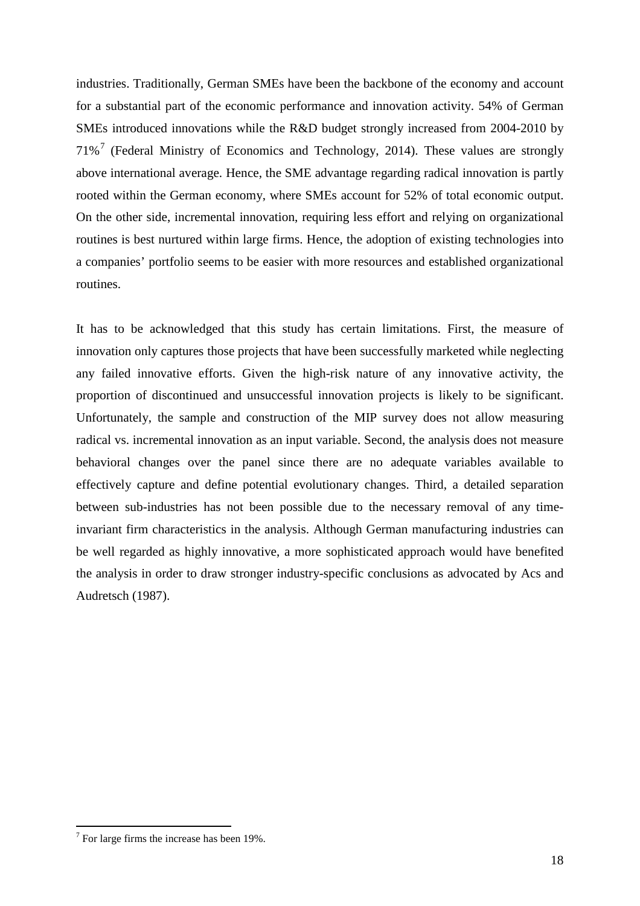industries. Traditionally, German SMEs have been the backbone of the economy and account for a substantial part of the economic performance and innovation activity. 54% of German SMEs introduced innovations while the R&D budget strongly increased from 2004-2010 by 71%[7] (Federal Ministry of Economics and Technology, 2014). These values are strongly above international average. Hence, the SME advantage regarding radical innovation is partly rooted within the German economy, where SMEs account for 52% of total economic output. On the other side, incremental innovation, requiring less effort and relying on organizational routines is best nurtured within large firms. Hence, the adoption of existing technologies into a companies' portfolio seems to be easier with more resources and established organizational routines.

It has to be acknowledged that this study has certain limitations. First, the measure of innovation only captures those projects that have been successfully marketed while neglecting any failed innovative efforts. Given the high-risk nature of any innovative activity, the proportion of discontinued and unsuccessful innovation projects is likely to be significant. Unfortunately, the sample and construction of the MIP survey does not allow measuring radical vs. incremental innovation as an input variable. Second, the analysis does not measure behavioral changes over the panel since there are no adequate variables available to effectively capture and define potential evolutionary changes. Third, a detailed separation between sub-industries has not been possible due to the necessary removal of any time-invariant firm characteristics in the analysis. Although German manufacturing industries can be well regarded as highly innovative, a more sophisticated approach would have benefited the analysis in order to draw stronger industry-specific conclusions as advocated by Acs and Audretsch (1987).

[7] For large firms the increase has been 19%.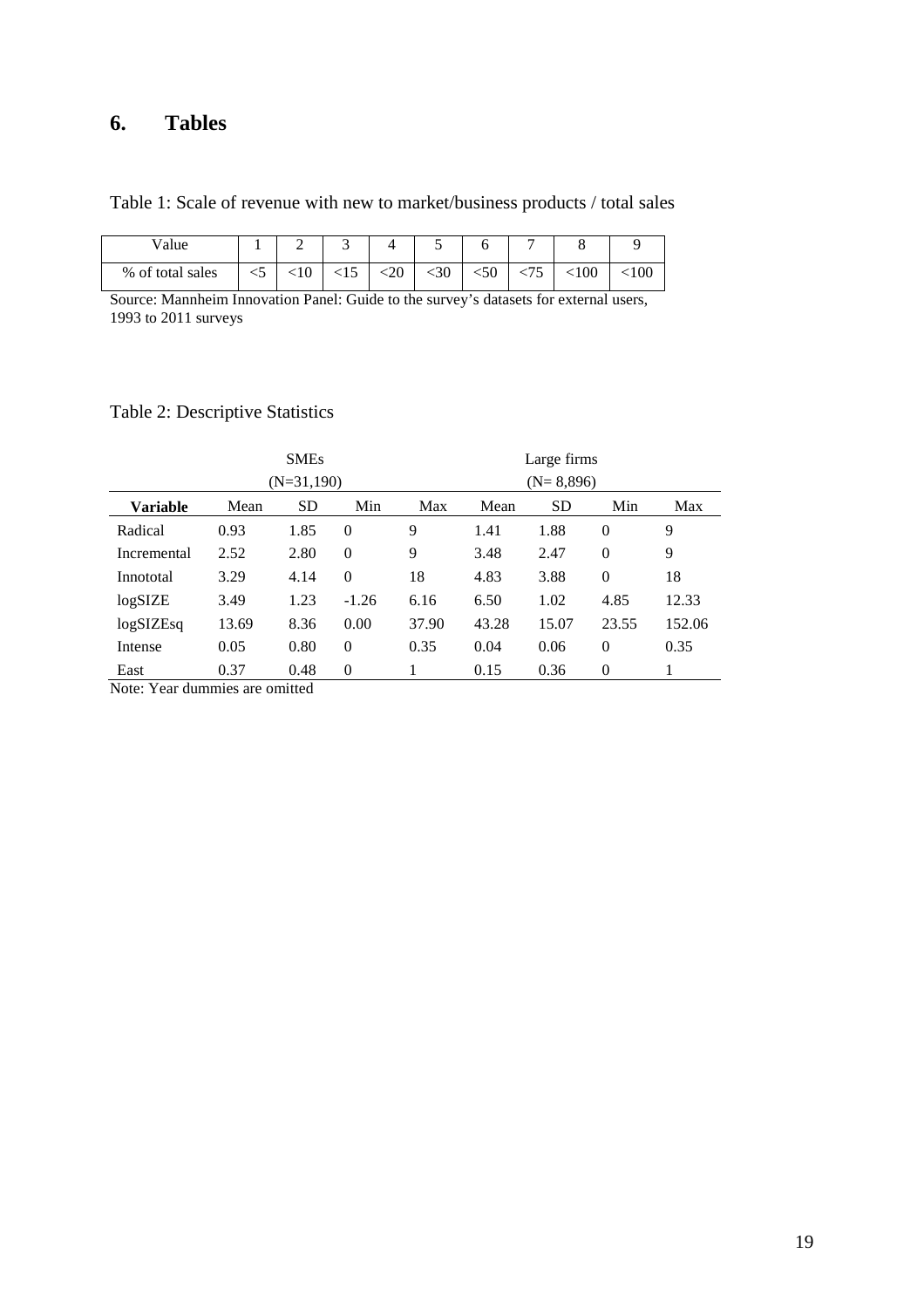## 6. Tables

Table 1: Scale of revenue with new to market/business products / total sales

| Value | 1 | 2 | 3 | 4 | 5 | 6 | 7 | 8 | 9 |
|---|---|---|---|---|---|---|---|---|---|
| % of total sales | <5 | <10 | <15 | <20 | <30 | <50 | <75 | <100 | <100 |

Source: Mannheim Innovation Panel: Guide to the survey's datasets for external users, 1993 to 2011 surveys

Table 2: Descriptive Statistics

| | SMEs (N=31,190) | | | | Large firms (N= 8,896) | | | |
|---|---|---|---|---|---|---|---|---|
| **Variable** | Mean | SD | Min | Max | Mean | SD | Min | Max |
| Radical | 0.93 | 1.85 | 0 | 9 | 1.41 | 1.88 | 0 | 9 |
| Incremental | 2.52 | 2.80 | 0 | 9 | 3.48 | 2.47 | 0 | 9 |
| Innototal | 3.29 | 4.14 | 0 | 18 | 4.83 | 3.88 | 0 | 18 |
| logSIZE | 3.49 | 1.23 | -1.26 | 6.16 | 6.50 | 1.02 | 4.85 | 12.33 |
| logSIZEsq | 13.69 | 8.36 | 0.00 | 37.90 | 43.28 | 15.07 | 23.55 | 152.06 |
| Intense | 0.05 | 0.80 | 0 | 0.35 | 0.04 | 0.06 | 0 | 0.35 |
| East | 0.37 | 0.48 | 0 | 1 | 0.15 | 0.36 | 0 | 1 |

Note: Year dummies are omitted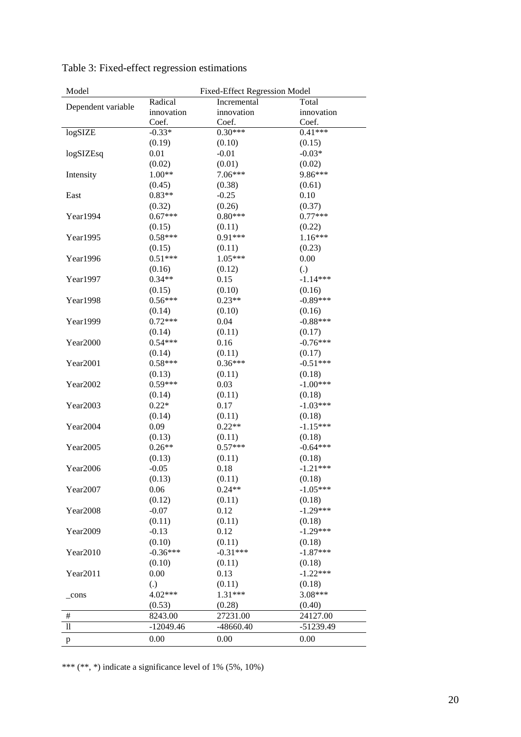Table 3: Fixed-effect regression estimations

| Model | Fixed-Effect Regression Model | | |
|---|---|---|---|
| Dependent variable | Radical innovation | Incremental innovation | Total innovation |
| | Coef. | Coef. | Coef. |
| logSIZE | -0.33* | 0.30*** | 0.41*** |
| | (0.19) | (0.10) | (0.15) |
| logSIZEsq | 0.01 | -0.01 | -0.03* |
| | (0.02) | (0.01) | (0.02) |
| Intensity | 1.00** | 7.06*** | 9.86*** |
| | (0.45) | (0.38) | (0.61) |
| East | 0.83** | -0.25 | 0.10 |
| | (0.32) | (0.26) | (0.37) |
| Year1994 | 0.67*** | 0.80*** | 0.77*** |
| | (0.15) | (0.11) | (0.22) |
| Year1995 | 0.58*** | 0.91*** | 1.16*** |
| | (0.15) | (0.11) | (0.23) |
| Year1996 | 0.51*** | 1.05*** | 0.00 |
| | (0.16) | (0.12) | (.) |
| Year1997 | 0.34** | 0.15 | -1.14*** |
| | (0.15) | (0.10) | (0.16) |
| Year1998 | 0.56*** | 0.23** | -0.89*** |
| | (0.14) | (0.10) | (0.16) |
| Year1999 | 0.72*** | 0.04 | -0.88*** |
| | (0.14) | (0.11) | (0.17) |
| Year2000 | 0.54*** | 0.16 | -0.76*** |
| | (0.14) | (0.11) | (0.17) |
| Year2001 | 0.58*** | 0.36*** | -0.51*** |
| | (0.13) | (0.11) | (0.18) |
| Year2002 | 0.59*** | 0.03 | -1.00*** |
| | (0.14) | (0.11) | (0.18) |
| Year2003 | 0.22* | 0.17 | -1.03*** |
| | (0.14) | (0.11) | (0.18) |
| Year2004 | 0.09 | 0.22** | -1.15*** |
| | (0.13) | (0.11) | (0.18) |
| Year2005 | 0.26** | 0.57*** | -0.64*** |
| | (0.13) | (0.11) | (0.18) |
| Year2006 | -0.05 | 0.18 | -1.21*** |
| | (0.13) | (0.11) | (0.18) |
| Year2007 | 0.06 | 0.24** | -1.05*** |
| | (0.12) | (0.11) | (0.18) |
| Year2008 | -0.07 | 0.12 | -1.29*** |
| | (0.11) | (0.11) | (0.18) |
| Year2009 | -0.13 | 0.12 | -1.29*** |
| | (0.10) | (0.11) | (0.18) |
| Year2010 | -0.36*** | -0.31*** | -1.87*** |
| | (0.10) | (0.11) | (0.18) |
| Year2011 | 0.00 | 0.13 | -1.22*** |
| | (.) | (0.11) | (0.18) |
| _cons | 4.02*** | 1.31*** | 3.08*** |
| | (0.53) | (0.28) | (0.40) |
| # | 8243.00 | 27231.00 | 24127.00 |
| ll | -12049.46 | -48660.40 | -51239.49 |
| p | 0.00 | 0.00 | 0.00 |

*** (**, *) indicate a significance level of 1% (5%, 10%)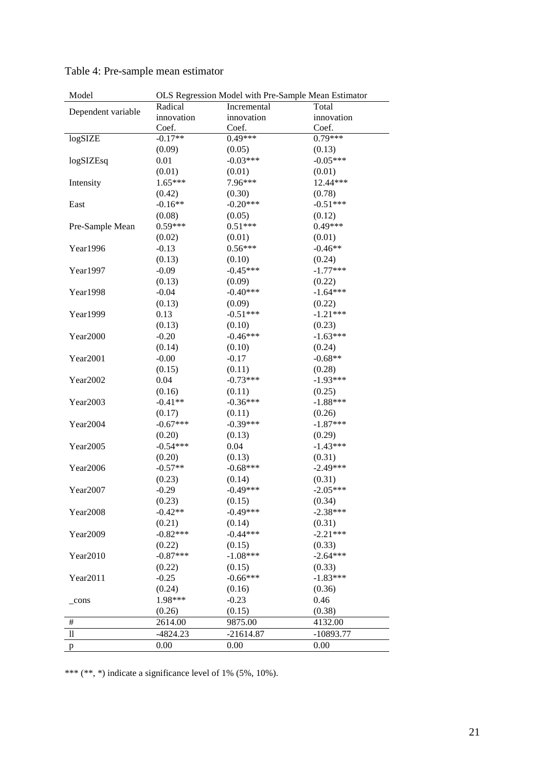Table 4: Pre-sample mean estimator

| Model | OLS Regression Model with Pre-Sample Mean Estimator | | |
|---|---|---|---|
| Dependent variable | Radical innovation | Incremental innovation | Total innovation |
| | Coef. | Coef. | Coef. |
| logSIZE | -0.17** | 0.49*** | 0.79*** |
| | (0.09) | (0.05) | (0.13) |
| logSIZEsq | 0.01 | -0.03*** | -0.05*** |
| | (0.01) | (0.01) | (0.01) |
| Intensity | 1.65*** | 7.96*** | 12.44*** |
| | (0.42) | (0.30) | (0.78) |
| East | -0.16** | -0.20*** | -0.51*** |
| | (0.08) | (0.05) | (0.12) |
| Pre-Sample Mean | 0.59*** | 0.51*** | 0.49*** |
| | (0.02) | (0.01) | (0.01) |
| Year1996 | -0.13 | 0.56*** | -0.46** |
| | (0.13) | (0.10) | (0.24) |
| Year1997 | -0.09 | -0.45*** | -1.77*** |
| | (0.13) | (0.09) | (0.22) |
| Year1998 | -0.04 | -0.40*** | -1.64*** |
| | (0.13) | (0.09) | (0.22) |
| Year1999 | 0.13 | -0.51*** | -1.21*** |
| | (0.13) | (0.10) | (0.23) |
| Year2000 | -0.20 | -0.46*** | -1.63*** |
| | (0.14) | (0.10) | (0.24) |
| Year2001 | -0.00 | -0.17 | -0.68** |
| | (0.15) | (0.11) | (0.28) |
| Year2002 | 0.04 | -0.73*** | -1.93*** |
| | (0.16) | (0.11) | (0.25) |
| Year2003 | -0.41** | -0.36*** | -1.88*** |
| | (0.17) | (0.11) | (0.26) |
| Year2004 | -0.67*** | -0.39*** | -1.87*** |
| | (0.20) | (0.13) | (0.29) |
| Year2005 | -0.54*** | 0.04 | -1.43*** |
| | (0.20) | (0.13) | (0.31) |
| Year2006 | -0.57** | -0.68*** | -2.49*** |
| | (0.23) | (0.14) | (0.31) |
| Year2007 | -0.29 | -0.49*** | -2.05*** |
| | (0.23) | (0.15) | (0.34) |
| Year2008 | -0.42** | -0.49*** | -2.38*** |
| | (0.21) | (0.14) | (0.31) |
| Year2009 | -0.82*** | -0.44*** | -2.21*** |
| | (0.22) | (0.15) | (0.33) |
| Year2010 | -0.87*** | -1.08*** | -2.64*** |
| | (0.22) | (0.15) | (0.33) |
| Year2011 | -0.25 | -0.66*** | -1.83*** |
| | (0.24) | (0.16) | (0.36) |
| _cons | 1.98*** | -0.23 | 0.46 |
| | (0.26) | (0.15) | (0.38) |
| # | 2614.00 | 9875.00 | 4132.00 |
| ll | -4824.23 | -21614.87 | -10893.77 |
| p | 0.00 | 0.00 | 0.00 |

*** (**, *) indicate a significance level of 1% (5%, 10%).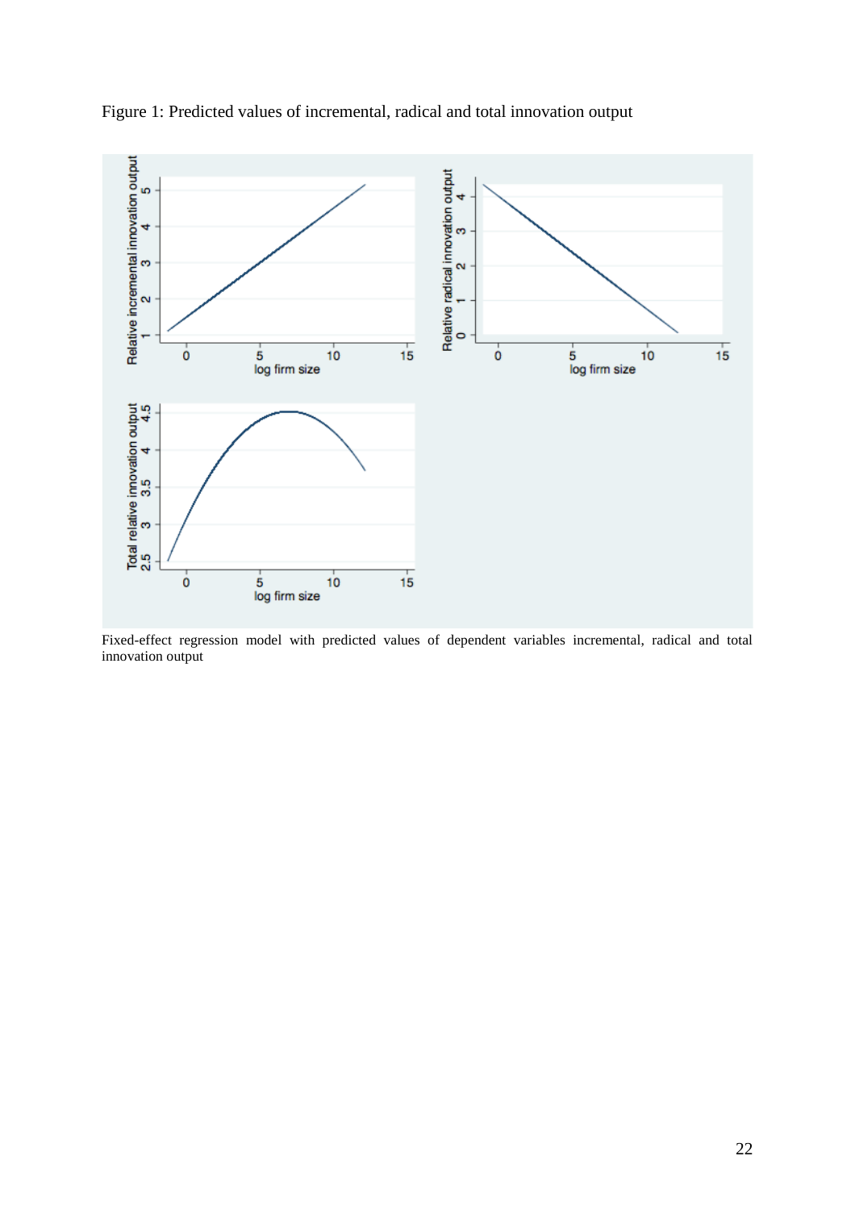Figure 1: Predicted values of incremental, radical and total innovation output

Fixed-effect regression model with predicted values of dependent variables incremental, radical and total innovation output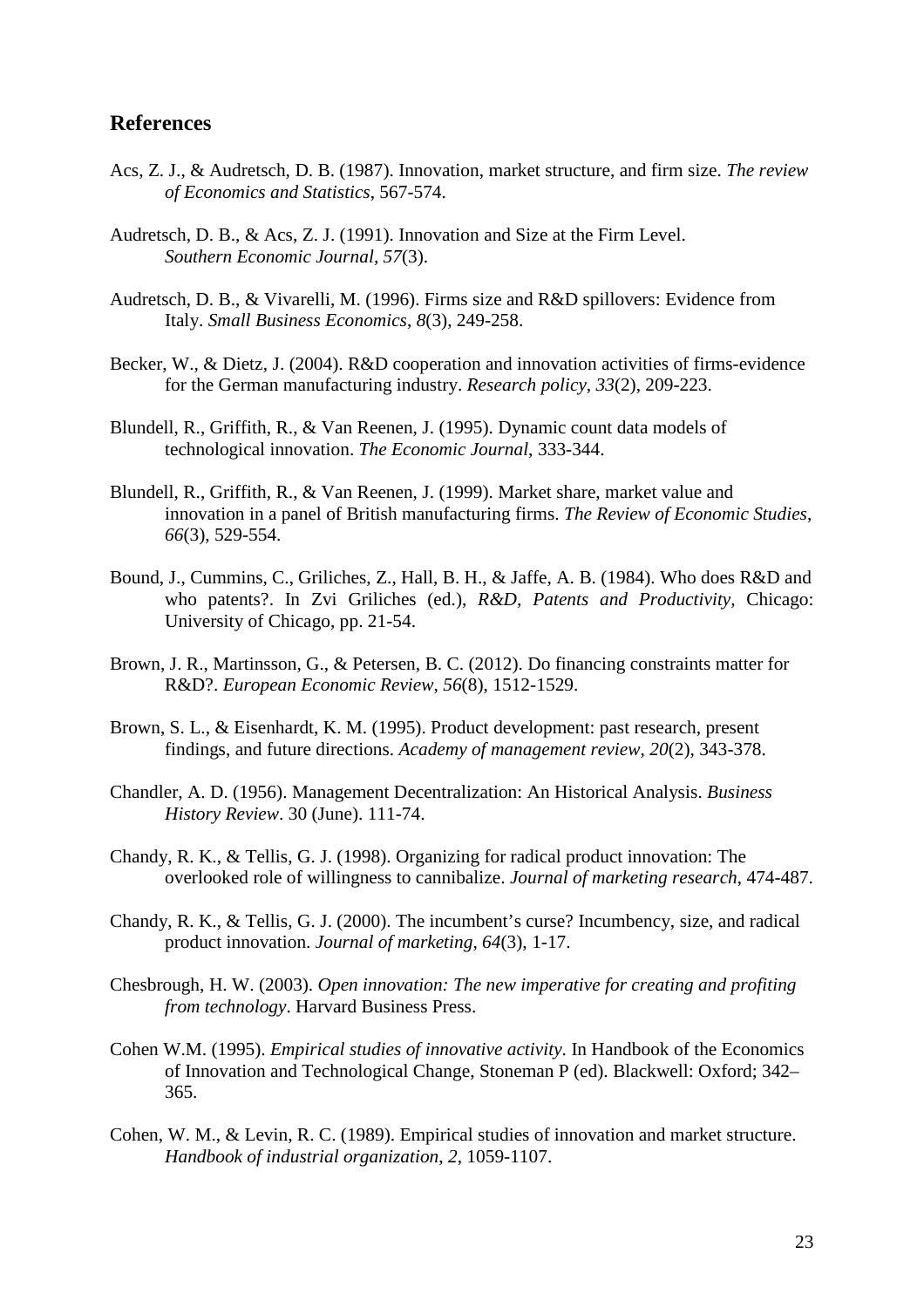## References

Acs, Z. J., & Audretsch, D. B. (1987). Innovation, market structure, and firm size. *The review of Economics and Statistics*, 567-574.

Audretsch, D. B., & Acs, Z. J. (1991). Innovation and Size at the Firm Level. *Southern Economic Journal*, *57*(3).

Audretsch, D. B., & Vivarelli, M. (1996). Firms size and R&D spillovers: Evidence from Italy. *Small Business Economics*, *8*(3), 249-258.

Becker, W., & Dietz, J. (2004). R&D cooperation and innovation activities of firms-evidence for the German manufacturing industry. *Research policy*, *33*(2), 209-223.

Blundell, R., Griffith, R., & Van Reenen, J. (1995). Dynamic count data models of technological innovation. *The Economic Journal*, 333-344.

Blundell, R., Griffith, R., & Van Reenen, J. (1999). Market share, market value and innovation in a panel of British manufacturing firms. *The Review of Economic Studies*, *66*(3), 529-554.

Bound, J., Cummins, C., Griliches, Z., Hall, B. H., & Jaffe, A. B. (1984). Who does R&D and who patents?. In Zvi Griliches (ed.), *R&D, Patents and Productivity*, Chicago: University of Chicago, pp. 21-54.

Brown, J. R., Martinsson, G., & Petersen, B. C. (2012). Do financing constraints matter for R&D?. *European Economic Review*, *56*(8), 1512-1529.

Brown, S. L., & Eisenhardt, K. M. (1995). Product development: past research, present findings, and future directions. *Academy of management review*, *20*(2), 343-378.

Chandler, A. D. (1956). Management Decentralization: An Historical Analysis. *Business History Review*. 30 (June). 111-74.

Chandy, R. K., & Tellis, G. J. (1998). Organizing for radical product innovation: The overlooked role of willingness to cannibalize. *Journal of marketing research*, 474-487.

Chandy, R. K., & Tellis, G. J. (2000). The incumbent's curse? Incumbency, size, and radical product innovation. *Journal of marketing*, *64*(3), 1-17.

Chesbrough, H. W. (2003). *Open innovation: The new imperative for creating and profiting from technology*. Harvard Business Press.

Cohen W.M. (1995). *Empirical studies of innovative activity*. In Handbook of the Economics of Innovation and Technological Change, Stoneman P (ed). Blackwell: Oxford; 342–365.

Cohen, W. M., & Levin, R. C. (1989). Empirical studies of innovation and market structure. *Handbook of industrial organization*, *2*, 1059-1107.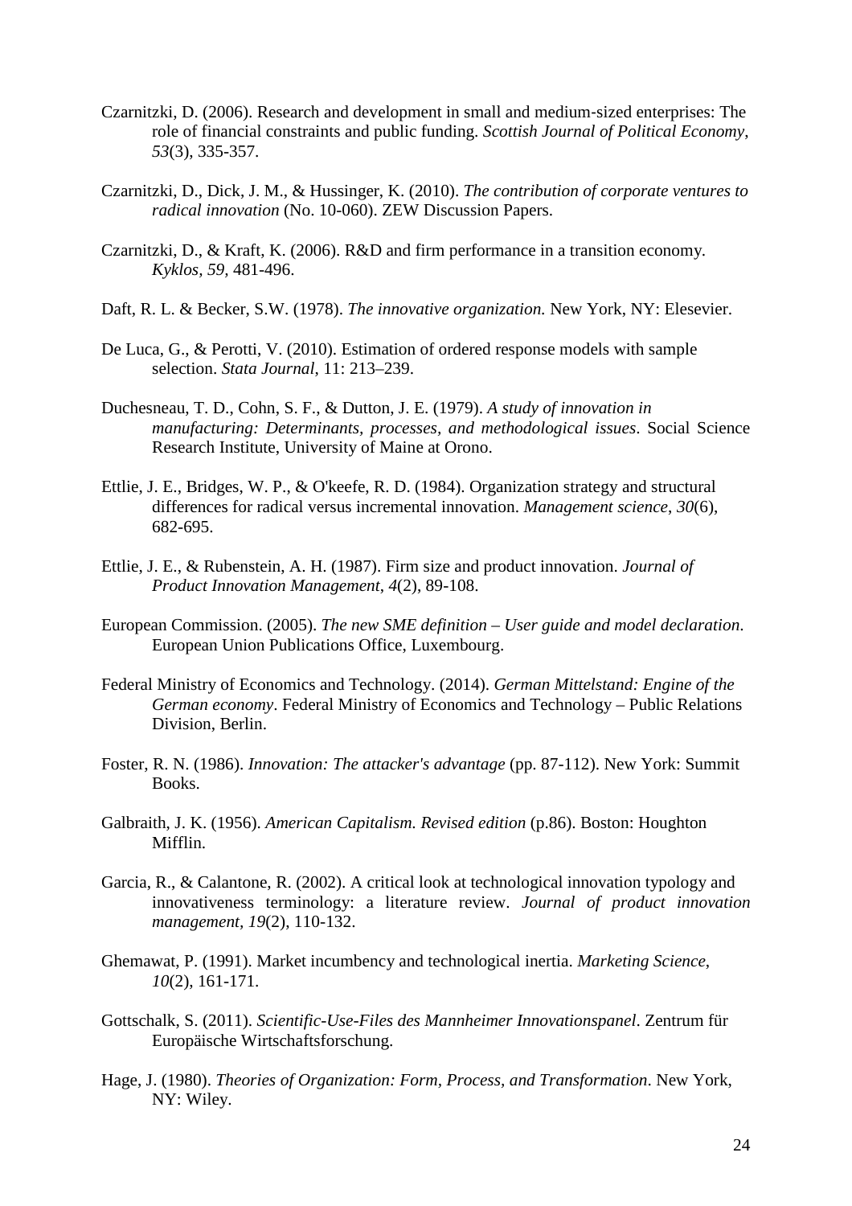Czarnitzki, D. (2006). Research and development in small and medium‐sized enterprises: The role of financial constraints and public funding. *Scottish Journal of Political Economy*, *53*(3), 335-357.

Czarnitzki, D., Dick, J. M., & Hussinger, K. (2010). *The contribution of corporate ventures to radical innovation* (No. 10-060). ZEW Discussion Papers.

Czarnitzki, D., & Kraft, K. (2006). R&D and firm performance in a transition economy. *Kyklos, 59,* 481-496.

Daft, R. L. & Becker, S.W. (1978). *The innovative organization.* New York, NY: Elesevier.

De Luca, G., & Perotti, V. (2010). Estimation of ordered response models with sample selection. *Stata Journal*, 11: 213–239.

Duchesneau, T. D., Cohn, S. F., & Dutton, J. E. (1979). *A study of innovation in manufacturing: Determinants, processes, and methodological issues*. Social Science Research Institute, University of Maine at Orono.

Ettlie, J. E., Bridges, W. P., & O'keefe, R. D. (1984). Organization strategy and structural differences for radical versus incremental innovation. *Management science*, *30*(6), 682-695.

Ettlie, J. E., & Rubenstein, A. H. (1987). Firm size and product innovation. *Journal of Product Innovation Management*, *4*(2), 89-108.

European Commission. (2005). *The new SME definition – User guide and model declaration*. European Union Publications Office, Luxembourg.

Federal Ministry of Economics and Technology. (2014). *German Mittelstand: Engine of the German economy*. Federal Ministry of Economics and Technology – Public Relations Division, Berlin.

Foster, R. N. (1986). *Innovation: The attacker's advantage* (pp. 87-112). New York: Summit Books.

Galbraith, J. K. (1956). *American Capitalism. Revised edition* (p.86). Boston: Houghton Mifflin.

Garcia, R., & Calantone, R. (2002). A critical look at technological innovation typology and innovativeness terminology: a literature review. *Journal of product innovation management*, *19*(2), 110-132.

Ghemawat, P. (1991). Market incumbency and technological inertia. *Marketing Science*, *10*(2), 161-171.

Gottschalk, S. (2011). *Scientific-Use-Files des Mannheimer Innovationspanel*. Zentrum für Europäische Wirtschaftsforschung.

Hage, J. (1980). *Theories of Organization: Form, Process, and Transformation*. New York, NY: Wiley.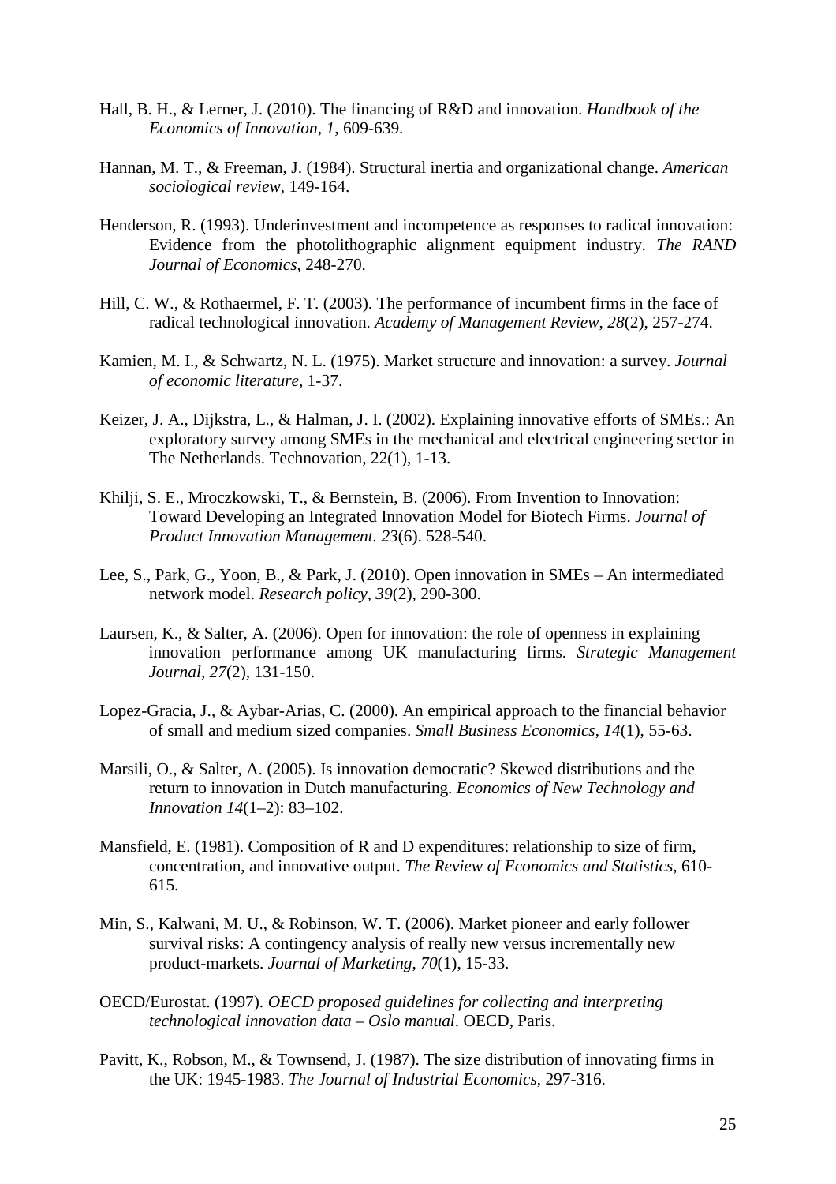Hall, B. H., & Lerner, J. (2010). The financing of R&D and innovation. *Handbook of the Economics of Innovation*, *1*, 609-639.

Hannan, M. T., & Freeman, J. (1984). Structural inertia and organizational change. *American sociological review*, 149-164.

Henderson, R. (1993). Underinvestment and incompetence as responses to radical innovation: Evidence from the photolithographic alignment equipment industry. *The RAND Journal of Economics*, 248-270.

Hill, C. W., & Rothaermel, F. T. (2003). The performance of incumbent firms in the face of radical technological innovation. *Academy of Management Review*, *28*(2), 257-274.

Kamien, M. I., & Schwartz, N. L. (1975). Market structure and innovation: a survey. *Journal of economic literature*, 1-37.

Keizer, J. A., Dijkstra, L., & Halman, J. I. (2002). Explaining innovative efforts of SMEs.: An exploratory survey among SMEs in the mechanical and electrical engineering sector in The Netherlands. Technovation, 22(1), 1-13.

Khilji, S. E., Mroczkowski, T., & Bernstein, B. (2006). From Invention to Innovation: Toward Developing an Integrated Innovation Model for Biotech Firms. *Journal of Product Innovation Management. 23*(6). 528-540.

Lee, S., Park, G., Yoon, B., & Park, J. (2010). Open innovation in SMEs – An intermediated network model. *Research policy*, *39*(2), 290-300.

Laursen, K., & Salter, A. (2006). Open for innovation: the role of openness in explaining innovation performance among UK manufacturing firms. *Strategic Management Journal*, *27*(2), 131-150.

Lopez-Gracia, J., & Aybar-Arias, C. (2000). An empirical approach to the financial behavior of small and medium sized companies. *Small Business Economics*, *14*(1), 55-63.

Marsili, O., & Salter, A. (2005). Is innovation democratic? Skewed distributions and the return to innovation in Dutch manufacturing. *Economics of New Technology and Innovation 14*(1–2): 83–102.

Mansfield, E. (1981). Composition of R and D expenditures: relationship to size of firm, concentration, and innovative output. *The Review of Economics and Statistics*, 610-615.

Min, S., Kalwani, M. U., & Robinson, W. T. (2006). Market pioneer and early follower survival risks: A contingency analysis of really new versus incrementally new product-markets. *Journal of Marketing*, *70*(1), 15-33.

OECD/Eurostat. (1997). *OECD proposed guidelines for collecting and interpreting technological innovation data – Oslo manual*. OECD, Paris.

Pavitt, K., Robson, M., & Townsend, J. (1987). The size distribution of innovating firms in the UK: 1945-1983. *The Journal of Industrial Economics*, 297-316.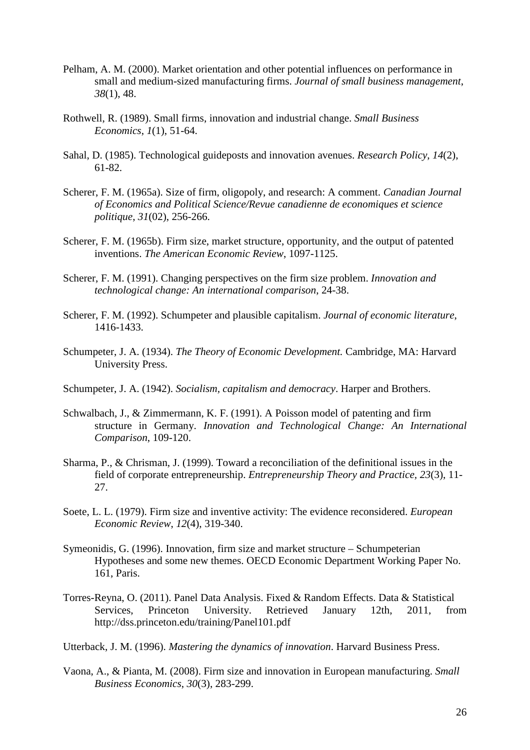Pelham, A. M. (2000). Market orientation and other potential influences on performance in small and medium-sized manufacturing firms. *Journal of small business management*, *38*(1), 48.

Rothwell, R. (1989). Small firms, innovation and industrial change. *Small Business Economics*, *1*(1), 51-64.

Sahal, D. (1985). Technological guideposts and innovation avenues. *Research Policy*, *14*(2), 61-82.

Scherer, F. M. (1965a). Size of firm, oligopoly, and research: A comment. *Canadian Journal of Economics and Political Science/Revue canadienne de economiques et science politique*, *31*(02), 256-266.

Scherer, F. M. (1965b). Firm size, market structure, opportunity, and the output of patented inventions. *The American Economic Review*, 1097-1125.

Scherer, F. M. (1991). Changing perspectives on the firm size problem. *Innovation and technological change: An international comparison*, 24-38.

Scherer, F. M. (1992). Schumpeter and plausible capitalism. *Journal of economic literature*, 1416-1433.

Schumpeter, J. A. (1934). *The Theory of Economic Development.* Cambridge, MA: Harvard University Press.

Schumpeter, J. A. (1942). *Socialism, capitalism and democracy*. Harper and Brothers.

Schwalbach, J., & Zimmermann, K. F. (1991). A Poisson model of patenting and firm structure in Germany. *Innovation and Technological Change: An International Comparison*, 109-120.

Sharma, P., & Chrisman, J. (1999). Toward a reconciliation of the definitional issues in the field of corporate entrepreneurship. *Entrepreneurship Theory and Practice*, *23*(3), 11-27.

Soete, L. L. (1979). Firm size and inventive activity: The evidence reconsidered. *European Economic Review*, *12*(4), 319-340.

Symeonidis, G. (1996). Innovation, firm size and market structure – Schumpeterian Hypotheses and some new themes. OECD Economic Department Working Paper No. 161, Paris.

Torres-Reyna, O. (2011). Panel Data Analysis. Fixed & Random Effects. Data & Statistical Services, Princeton University. Retrieved January 12th, 2011, from http://dss.princeton.edu/training/Panel101.pdf

Utterback, J. M. (1996). *Mastering the dynamics of innovation*. Harvard Business Press.

Vaona, A., & Pianta, M. (2008). Firm size and innovation in European manufacturing. *Small Business Economics*, *30*(3), 283-299.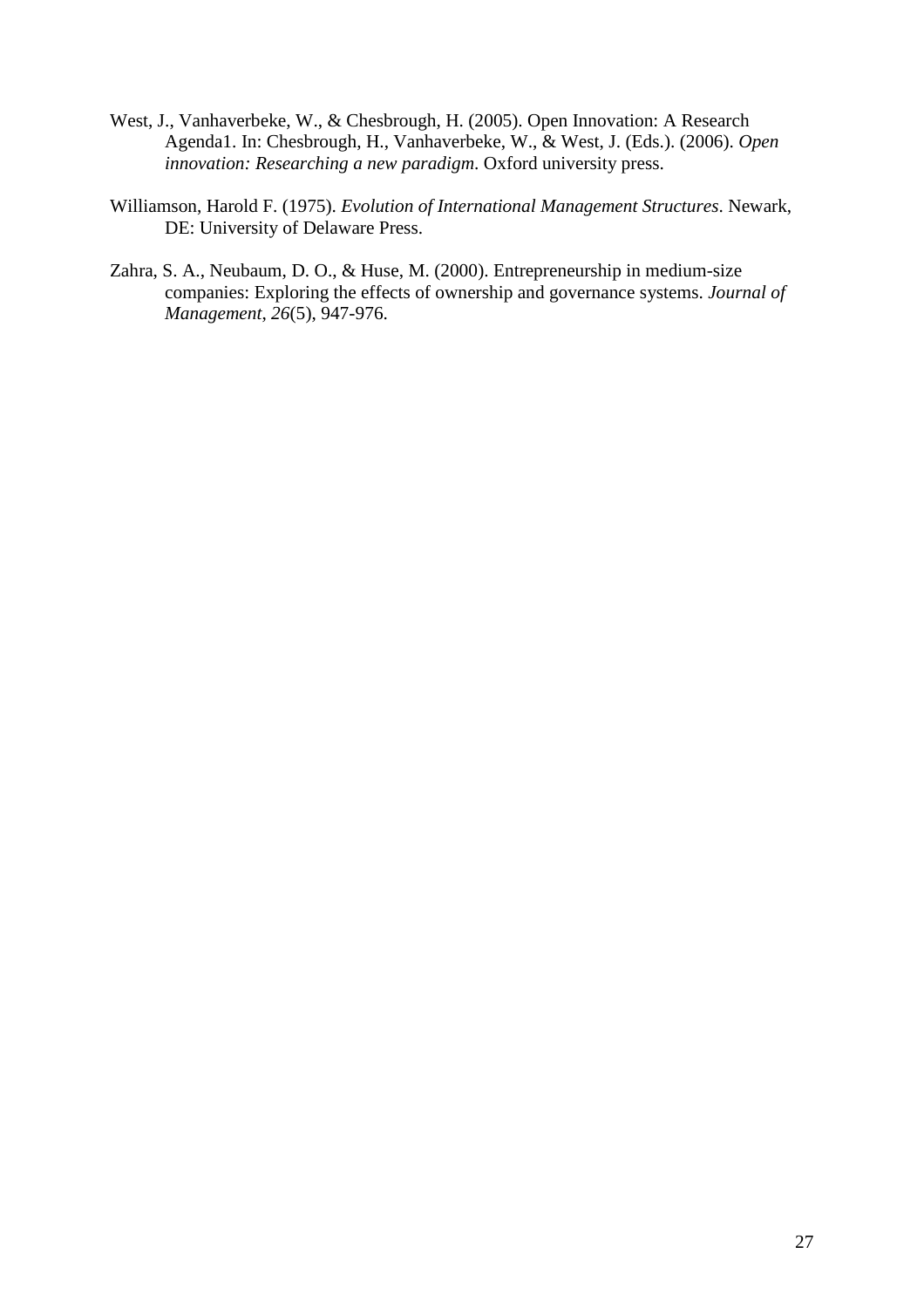West, J., Vanhaverbeke, W., & Chesbrough, H. (2005). Open Innovation: A Research Agenda1. In: Chesbrough, H., Vanhaverbeke, W., & West, J. (Eds.). (2006). *Open innovation: Researching a new paradigm*. Oxford university press.

Williamson, Harold F. (1975). *Evolution of International Management Structures*. Newark, DE: University of Delaware Press.

Zahra, S. A., Neubaum, D. O., & Huse, M. (2000). Entrepreneurship in medium-size companies: Exploring the effects of ownership and governance systems. *Journal of Management*, *26*(5), 947-976.